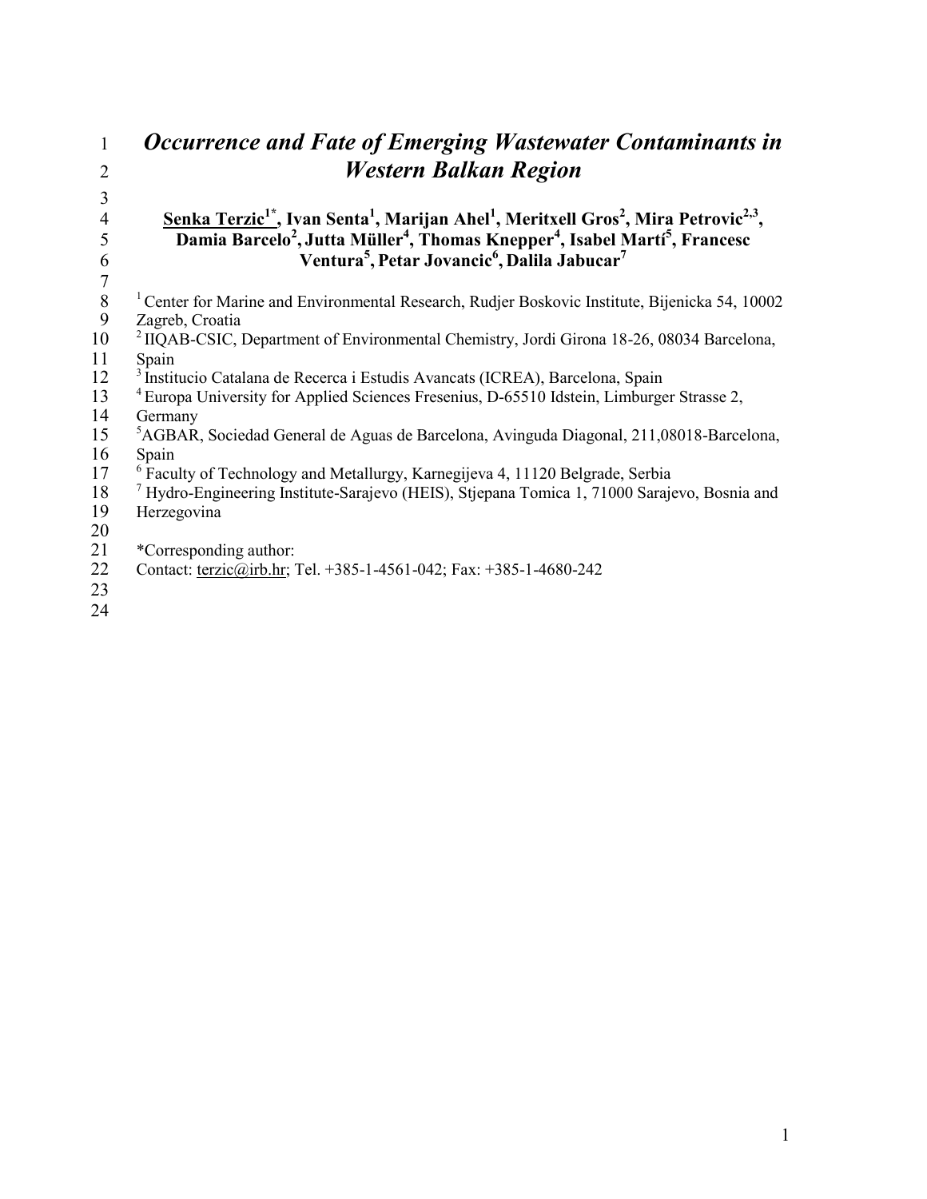# *Occurrence and Fate of Emerging Wastewater Contaminants in Western Balkan Region*

**Senka Terzic[1*], Ivan Senta[1], Marijan Ahel[1], Meritxell Gros[2], Mira Petrovic[2,3], Damia Barcelo[2], Jutta Müller[4], Thomas Knepper[4], Isabel Martí[5], Francesc Ventura[5], Petar Jovancic[6], Dalila Jabucar[7]**

[1] Center for Marine and Environmental Research, Rudjer Boskovic Institute, Bijenicka 54, 10002 Zagreb, Croatia

[2] IIQAB-CSIC, Department of Environmental Chemistry, Jordi Girona 18-26, 08034 Barcelona, Spain

[3] Institucio Catalana de Recerca i Estudis Avancats (ICREA), Barcelona, Spain

[4] Europa University for Applied Sciences Fresenius, D-65510 Idstein, Limburger Strasse 2, Germany

[5] AGBAR, Sociedad General de Aguas de Barcelona, Avinguda Diagonal, 211,08018-Barcelona, Spain

[6] Faculty of Technology and Metallurgy, Karnegijeva 4, 11120 Belgrade, Serbia

[7] Hydro-Engineering Institute-Sarajevo (HEIS), Stjepana Tomica 1, 71000 Sarajevo, Bosnia and Herzegovina

*Corresponding author:
Contact: terzic@irb.hr; Tel. +385-1-4561-042; Fax: +385-1-4680-242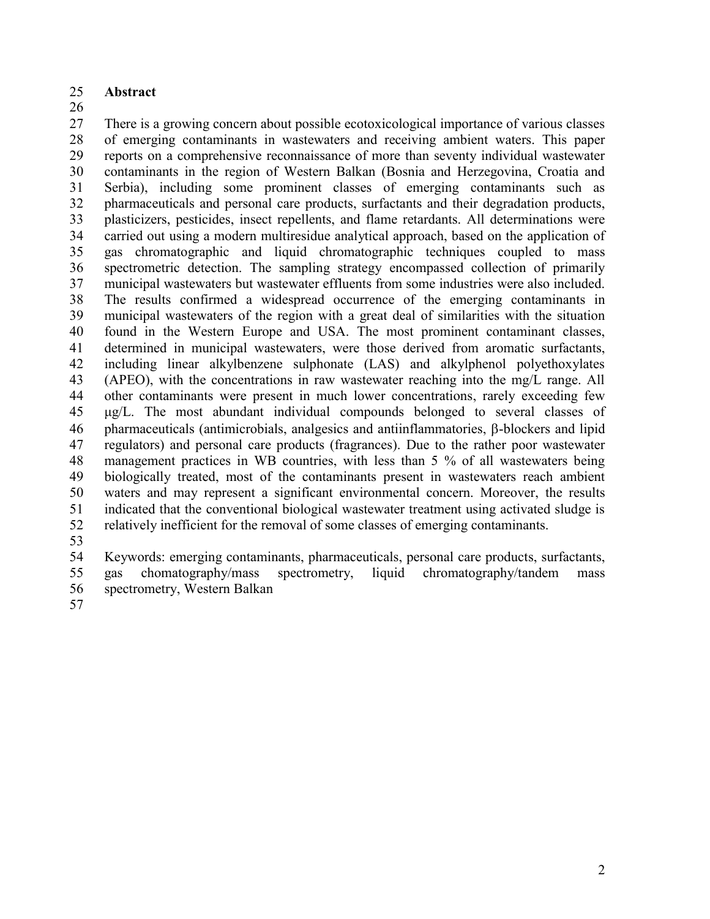## Abstract

There is a growing concern about possible ecotoxicological importance of various classes of emerging contaminants in wastewaters and receiving ambient waters. This paper reports on a comprehensive reconnaissance of more than seventy individual wastewater contaminants in the region of Western Balkan (Bosnia and Herzegovina, Croatia and Serbia), including some prominent classes of emerging contaminants such as pharmaceuticals and personal care products, surfactants and their degradation products, plasticizers, pesticides, insect repellents, and flame retardants. All determinations were carried out using a modern multiresidue analytical approach, based on the application of gas chromatographic and liquid chromatographic techniques coupled to mass spectrometric detection. The sampling strategy encompassed collection of primarily municipal wastewaters but wastewater effluents from some industries were also included. The results confirmed a widespread occurrence of the emerging contaminants in municipal wastewaters of the region with a great deal of similarities with the situation found in the Western Europe and USA. The most prominent contaminant classes, determined in municipal wastewaters, were those derived from aromatic surfactants, including linear alkylbenzene sulphonate (LAS) and alkylphenol polyethoxylates (APEO), with the concentrations in raw wastewater reaching into the mg/L range. All other contaminants were present in much lower concentrations, rarely exceeding few μg/L. The most abundant individual compounds belonged to several classes of pharmaceuticals (antimicrobials, analgesics and antiinflammatories, β-blockers and lipid regulators) and personal care products (fragrances). Due to the rather poor wastewater management practices in WB countries, with less than 5 % of all wastewaters being biologically treated, most of the contaminants present in wastewaters reach ambient waters and may represent a significant environmental concern. Moreover, the results indicated that the conventional biological wastewater treatment using activated sludge is relatively inefficient for the removal of some classes of emerging contaminants.

Keywords: emerging contaminants, pharmaceuticals, personal care products, surfactants, gas chomatography/mass spectrometry, liquid chromatography/tandem mass spectrometry, Western Balkan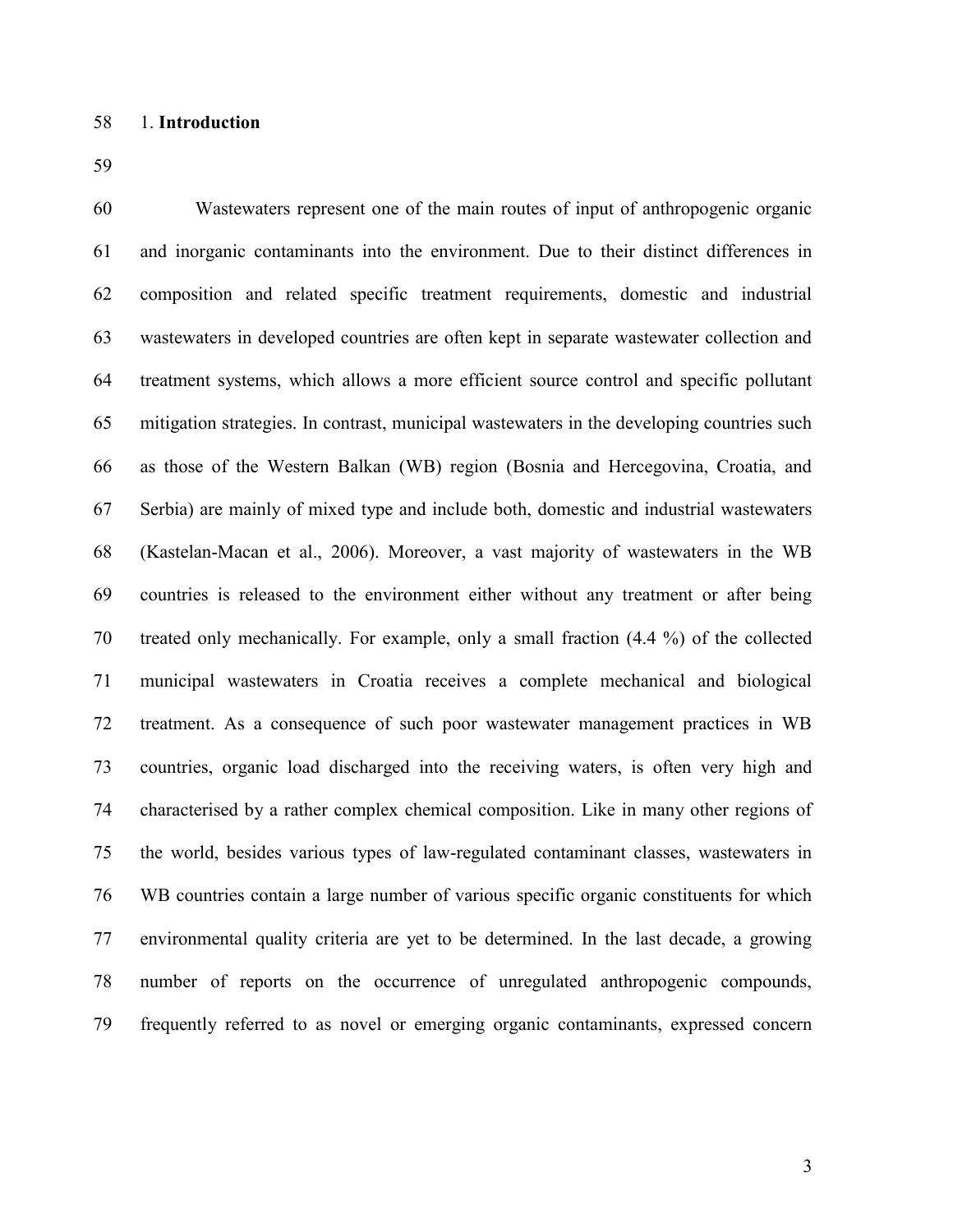## 1. Introduction

Wastewaters represent one of the main routes of input of anthropogenic organic and inorganic contaminants into the environment. Due to their distinct differences in composition and related specific treatment requirements, domestic and industrial wastewaters in developed countries are often kept in separate wastewater collection and treatment systems, which allows a more efficient source control and specific pollutant mitigation strategies. In contrast, municipal wastewaters in the developing countries such as those of the Western Balkan (WB) region (Bosnia and Hercegovina, Croatia, and Serbia) are mainly of mixed type and include both, domestic and industrial wastewaters (Kastelan-Macan et al., 2006). Moreover, a vast majority of wastewaters in the WB countries is released to the environment either without any treatment or after being treated only mechanically. For example, only a small fraction (4.4 %) of the collected municipal wastewaters in Croatia receives a complete mechanical and biological treatment. As a consequence of such poor wastewater management practices in WB countries, organic load discharged into the receiving waters, is often very high and characterised by a rather complex chemical composition. Like in many other regions of the world, besides various types of law-regulated contaminant classes, wastewaters in WB countries contain a large number of various specific organic constituents for which environmental quality criteria are yet to be determined. In the last decade, a growing number of reports on the occurrence of unregulated anthropogenic compounds, frequently referred to as novel or emerging organic contaminants, expressed concern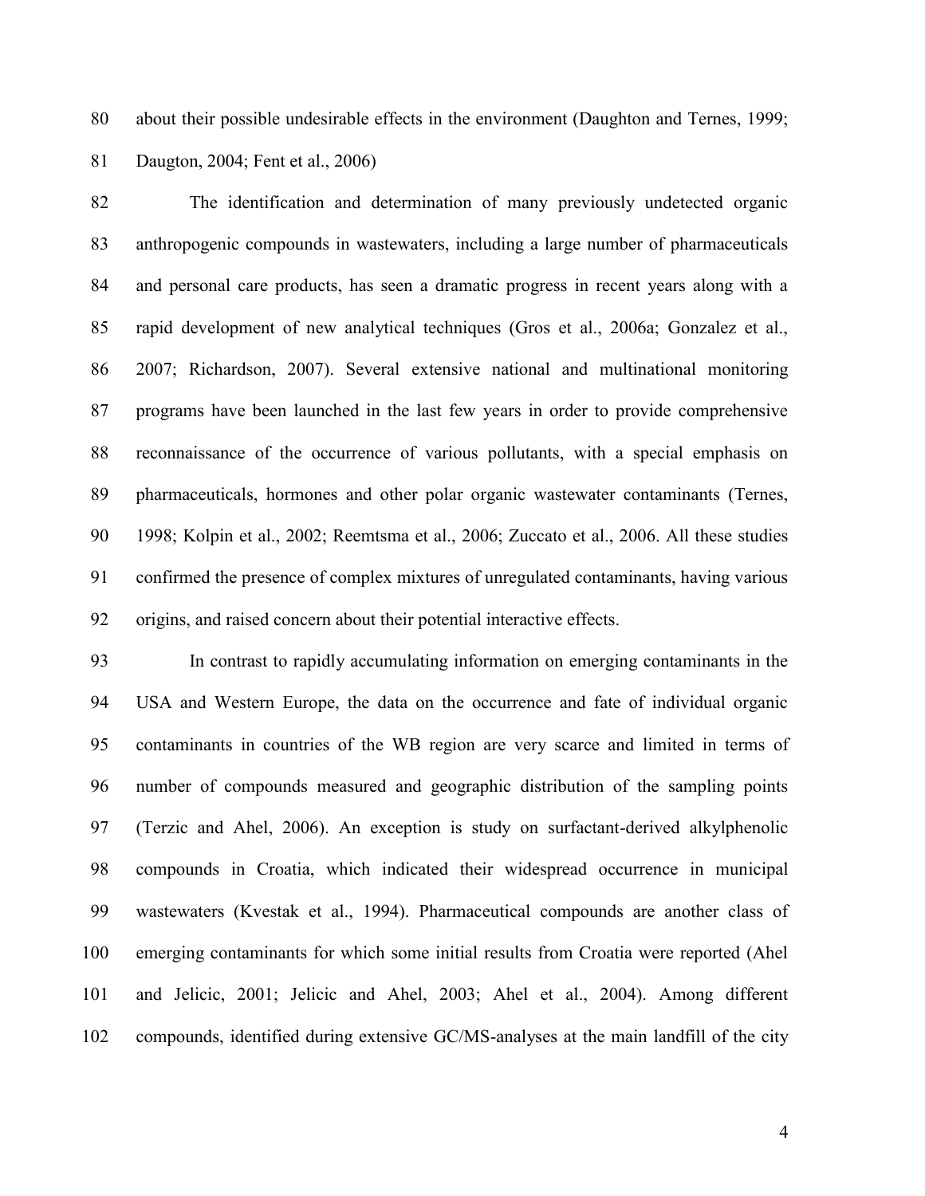about their possible undesirable effects in the environment (Daughton and Ternes, 1999; Daugton, 2004; Fent et al., 2006)

The identification and determination of many previously undetected organic anthropogenic compounds in wastewaters, including a large number of pharmaceuticals and personal care products, has seen a dramatic progress in recent years along with a rapid development of new analytical techniques (Gros et al., 2006a; Gonzalez et al., 2007; Richardson, 2007). Several extensive national and multinational monitoring programs have been launched in the last few years in order to provide comprehensive reconnaissance of the occurrence of various pollutants, with a special emphasis on pharmaceuticals, hormones and other polar organic wastewater contaminants (Ternes, 1998; Kolpin et al., 2002; Reemtsma et al., 2006; Zuccato et al., 2006. All these studies confirmed the presence of complex mixtures of unregulated contaminants, having various origins, and raised concern about their potential interactive effects.

In contrast to rapidly accumulating information on emerging contaminants in the USA and Western Europe, the data on the occurrence and fate of individual organic contaminants in countries of the WB region are very scarce and limited in terms of number of compounds measured and geographic distribution of the sampling points (Terzic and Ahel, 2006). An exception is study on surfactant-derived alkylphenolic compounds in Croatia, which indicated their widespread occurrence in municipal wastewaters (Kvestak et al., 1994). Pharmaceutical compounds are another class of emerging contaminants for which some initial results from Croatia were reported (Ahel and Jelicic, 2001; Jelicic and Ahel, 2003; Ahel et al., 2004). Among different compounds, identified during extensive GC/MS-analyses at the main landfill of the city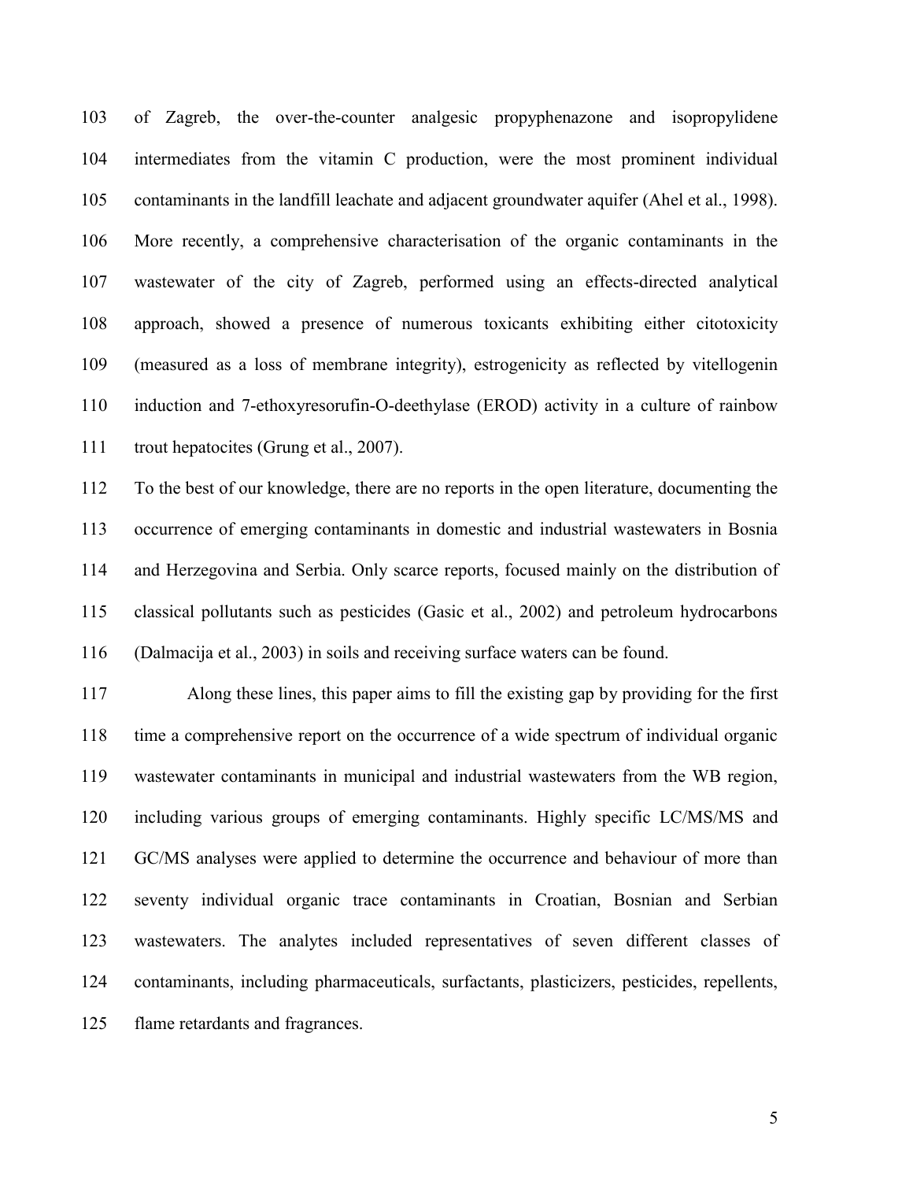of Zagreb, the over-the-counter analgesic propyphenazone and isopropylidene intermediates from the vitamin C production, were the most prominent individual contaminants in the landfill leachate and adjacent groundwater aquifer (Ahel et al., 1998). More recently, a comprehensive characterisation of the organic contaminants in the wastewater of the city of Zagreb, performed using an effects-directed analytical approach, showed a presence of numerous toxicants exhibiting either citotoxicity (measured as a loss of membrane integrity), estrogenicity as reflected by vitellogenin induction and 7-ethoxyresorufin-O-deethylase (EROD) activity in a culture of rainbow trout hepatocites (Grung et al., 2007).

To the best of our knowledge, there are no reports in the open literature, documenting the occurrence of emerging contaminants in domestic and industrial wastewaters in Bosnia and Herzegovina and Serbia. Only scarce reports, focused mainly on the distribution of classical pollutants such as pesticides (Gasic et al., 2002) and petroleum hydrocarbons (Dalmacija et al., 2003) in soils and receiving surface waters can be found.

Along these lines, this paper aims to fill the existing gap by providing for the first time a comprehensive report on the occurrence of a wide spectrum of individual organic wastewater contaminants in municipal and industrial wastewaters from the WB region, including various groups of emerging contaminants. Highly specific LC/MS/MS and GC/MS analyses were applied to determine the occurrence and behaviour of more than seventy individual organic trace contaminants in Croatian, Bosnian and Serbian wastewaters. The analytes included representatives of seven different classes of contaminants, including pharmaceuticals, surfactants, plasticizers, pesticides, repellents, flame retardants and fragrances.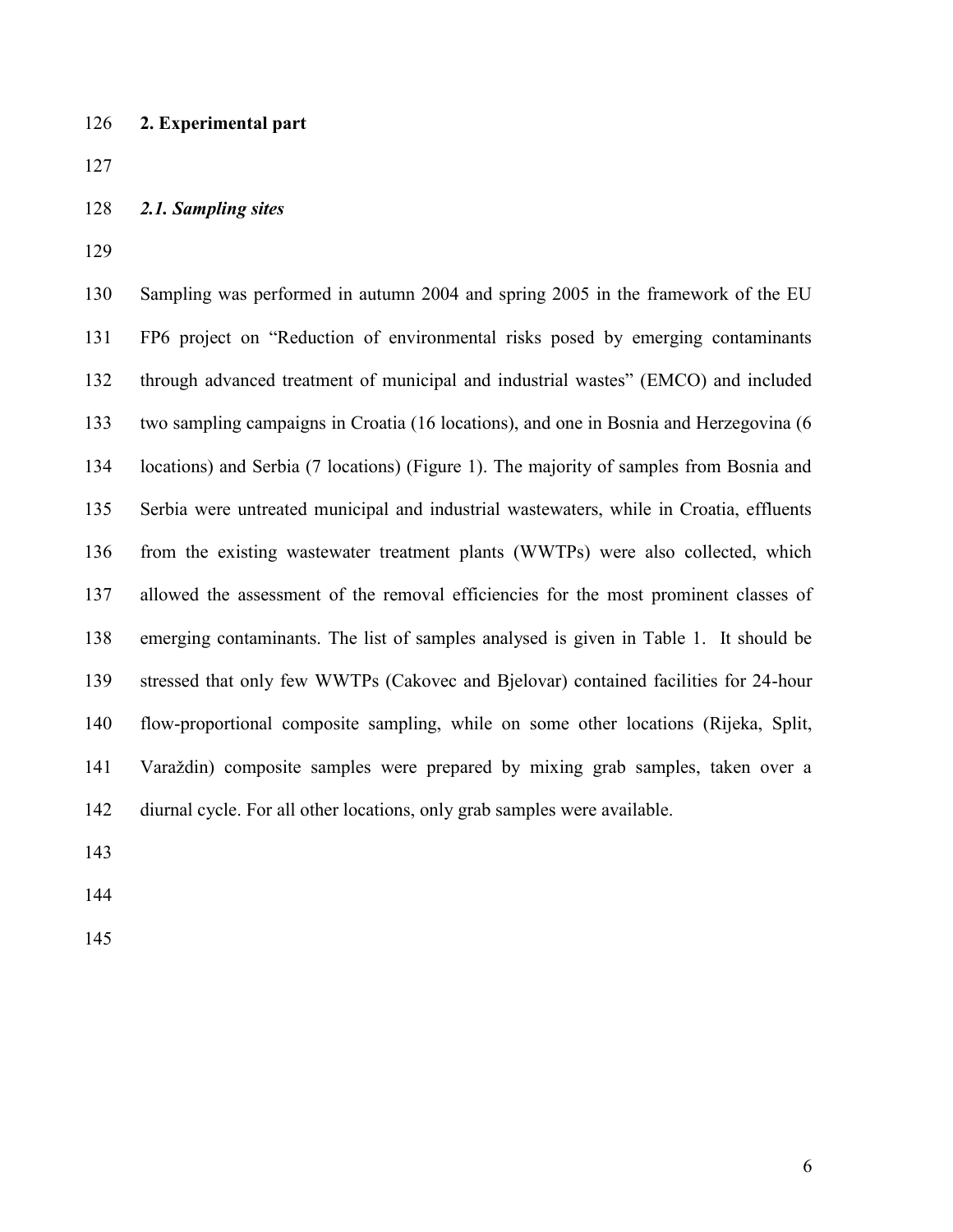## 2. Experimental part

### *2.1. Sampling sites*

Sampling was performed in autumn 2004 and spring 2005 in the framework of the EU FP6 project on "Reduction of environmental risks posed by emerging contaminants through advanced treatment of municipal and industrial wastes" (EMCO) and included two sampling campaigns in Croatia (16 locations), and one in Bosnia and Herzegovina (6 locations) and Serbia (7 locations) (Figure 1). The majority of samples from Bosnia and Serbia were untreated municipal and industrial wastewaters, while in Croatia, effluents from the existing wastewater treatment plants (WWTPs) were also collected, which allowed the assessment of the removal efficiencies for the most prominent classes of emerging contaminants. The list of samples analysed is given in Table 1. It should be stressed that only few WWTPs (Cakovec and Bjelovar) contained facilities for 24-hour flow-proportional composite sampling, while on some other locations (Rijeka, Split, Varaždin) composite samples were prepared by mixing grab samples, taken over a diurnal cycle. For all other locations, only grab samples were available.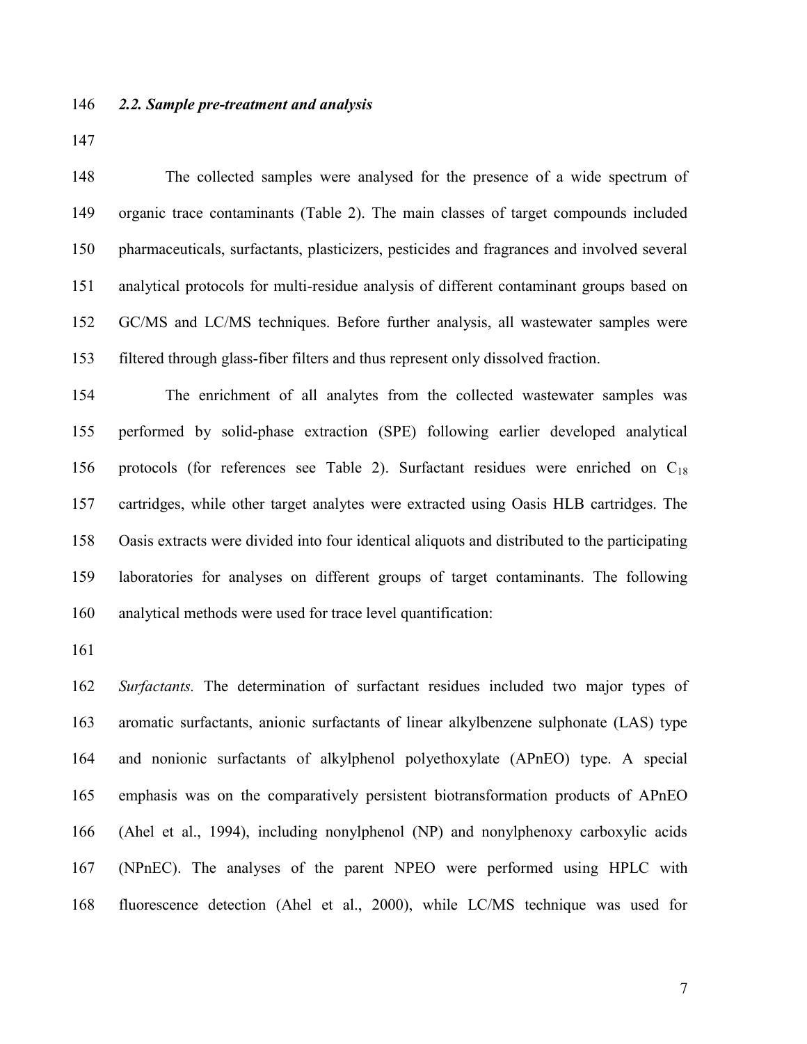### *2.2. Sample pre-treatment and analysis*

The collected samples were analysed for the presence of a wide spectrum of organic trace contaminants (Table 2). The main classes of target compounds included pharmaceuticals, surfactants, plasticizers, pesticides and fragrances and involved several analytical protocols for multi-residue analysis of different contaminant groups based on GC/MS and LC/MS techniques. Before further analysis, all wastewater samples were filtered through glass-fiber filters and thus represent only dissolved fraction.

The enrichment of all analytes from the collected wastewater samples was performed by solid-phase extraction (SPE) following earlier developed analytical protocols (for references see Table 2). Surfactant residues were enriched on $C_{18}$ cartridges, while other target analytes were extracted using Oasis HLB cartridges. The Oasis extracts were divided into four identical aliquots and distributed to the participating laboratories for analyses on different groups of target contaminants. The following analytical methods were used for trace level quantification:

*Surfactants.* The determination of surfactant residues included two major types of aromatic surfactants, anionic surfactants of linear alkylbenzene sulphonate (LAS) type and nonionic surfactants of alkylphenol polyethoxylate (APnEO) type. A special emphasis was on the comparatively persistent biotransformation products of APnEO (Ahel et al., 1994), including nonylphenol (NP) and nonylphenoxy carboxylic acids (NPnEC). The analyses of the parent NPEO were performed using HPLC with fluorescence detection (Ahel et al., 2000), while LC/MS technique was used for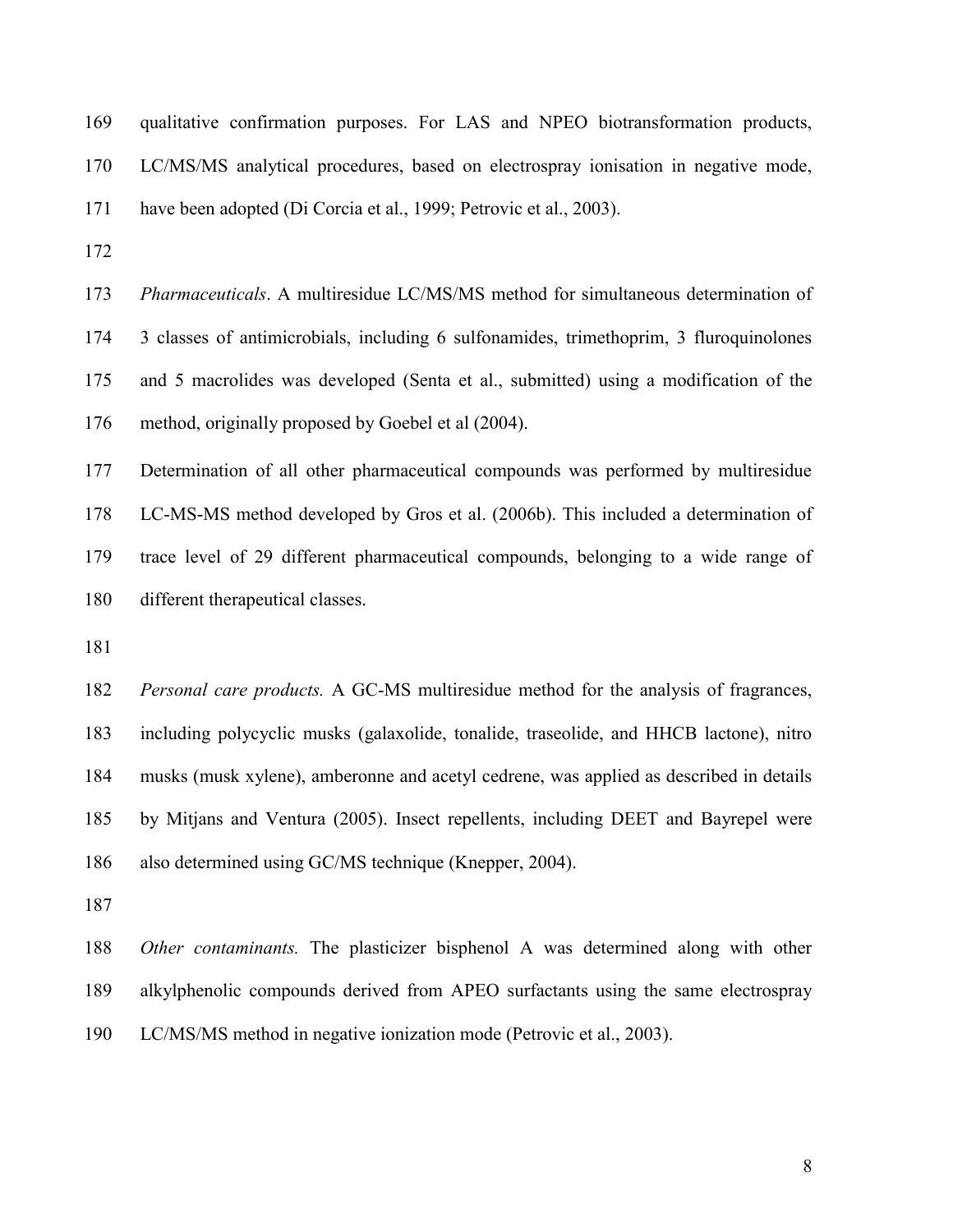qualitative confirmation purposes. For LAS and NPEO biotransformation products, LC/MS/MS analytical procedures, based on electrospray ionisation in negative mode, have been adopted (Di Corcia et al., 1999; Petrovic et al., 2003).

*Pharmaceuticals*. A multiresidue LC/MS/MS method for simultaneous determination of 3 classes of antimicrobials, including 6 sulfonamides, trimethoprim, 3 fluroquinolones and 5 macrolides was developed (Senta et al., submitted) using a modification of the method, originally proposed by Goebel et al (2004).

Determination of all other pharmaceutical compounds was performed by multiresidue LC-MS-MS method developed by Gros et al. (2006b). This included a determination of trace level of 29 different pharmaceutical compounds, belonging to a wide range of different therapeutical classes.

*Personal care products.* A GC-MS multiresidue method for the analysis of fragrances, including polycyclic musks (galaxolide, tonalide, traseolide, and HHCB lactone), nitro musks (musk xylene), amberonne and acetyl cedrene, was applied as described in details by Mitjans and Ventura (2005). Insect repellents, including DEET and Bayrepel were also determined using GC/MS technique (Knepper, 2004).

*Other contaminants.* The plasticizer bisphenol A was determined along with other alkylphenolic compounds derived from APEO surfactants using the same electrospray LC/MS/MS method in negative ionization mode (Petrovic et al., 2003).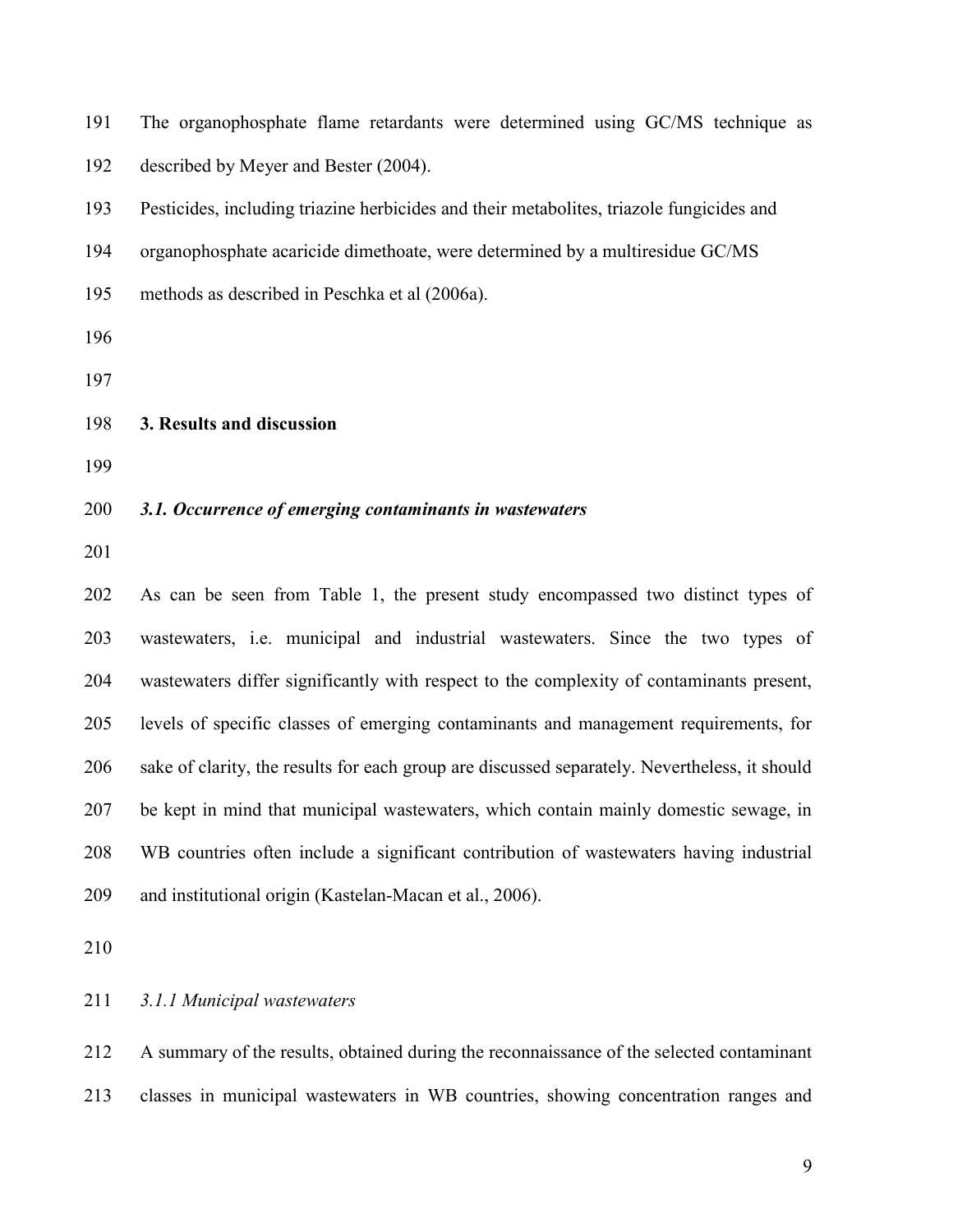The organophosphate flame retardants were determined using GC/MS technique as described by Meyer and Bester (2004).

Pesticides, including triazine herbicides and their metabolites, triazole fungicides and organophosphate acaricide dimethoate, were determined by a multiresidue GC/MS methods as described in Peschka et al (2006a).

## 3. Results and discussion

### *3.1. Occurrence of emerging contaminants in wastewaters*

As can be seen from Table 1, the present study encompassed two distinct types of wastewaters, i.e. municipal and industrial wastewaters. Since the two types of wastewaters differ significantly with respect to the complexity of contaminants present, levels of specific classes of emerging contaminants and management requirements, for sake of clarity, the results for each group are discussed separately. Nevertheless, it should be kept in mind that municipal wastewaters, which contain mainly domestic sewage, in WB countries often include a significant contribution of wastewaters having industrial and institutional origin (Kastelan-Macan et al., 2006).

#### *3.1.1 Municipal wastewaters*

A summary of the results, obtained during the reconnaissance of the selected contaminant classes in municipal wastewaters in WB countries, showing concentration ranges and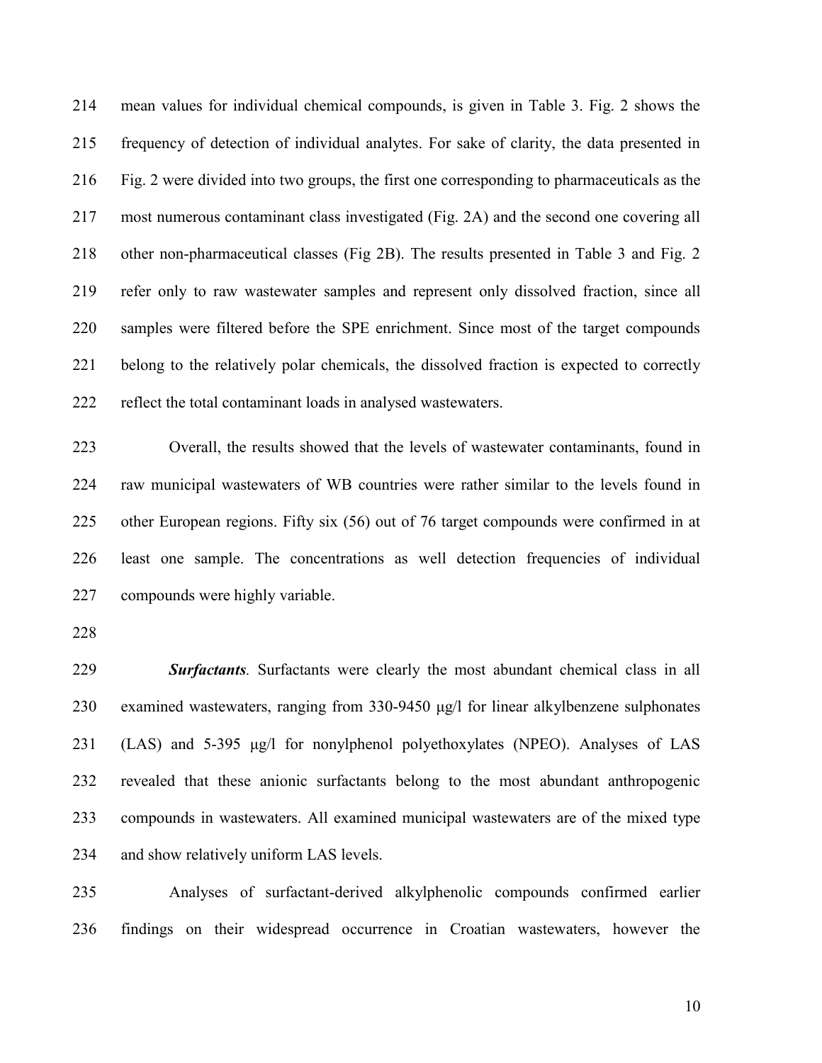mean values for individual chemical compounds, is given in Table 3. Fig. 2 shows the frequency of detection of individual analytes. For sake of clarity, the data presented in Fig. 2 were divided into two groups, the first one corresponding to pharmaceuticals as the most numerous contaminant class investigated (Fig. 2A) and the second one covering all other non-pharmaceutical classes (Fig 2B). The results presented in Table 3 and Fig. 2 refer only to raw wastewater samples and represent only dissolved fraction, since all samples were filtered before the SPE enrichment. Since most of the target compounds belong to the relatively polar chemicals, the dissolved fraction is expected to correctly reflect the total contaminant loads in analysed wastewaters.

Overall, the results showed that the levels of wastewater contaminants, found in raw municipal wastewaters of WB countries were rather similar to the levels found in other European regions. Fifty six (56) out of 76 target compounds were confirmed in at least one sample. The concentrations as well detection frequencies of individual compounds were highly variable.

***Surfactants***. Surfactants were clearly the most abundant chemical class in all examined wastewaters, ranging from 330-9450 μg/l for linear alkylbenzene sulphonates (LAS) and 5-395 μg/l for nonylphenol polyethoxylates (NPEO). Analyses of LAS revealed that these anionic surfactants belong to the most abundant anthropogenic compounds in wastewaters. All examined municipal wastewaters are of the mixed type and show relatively uniform LAS levels.

Analyses of surfactant-derived alkylphenolic compounds confirmed earlier findings on their widespread occurrence in Croatian wastewaters, however the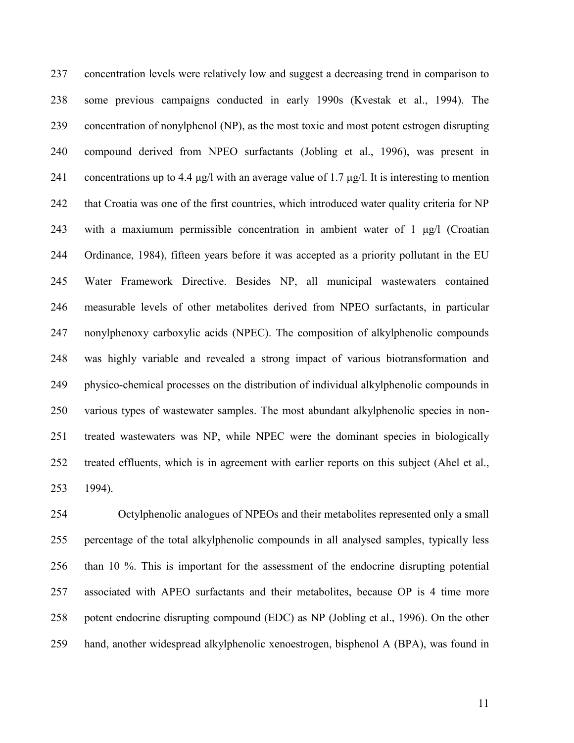concentration levels were relatively low and suggest a decreasing trend in comparison to some previous campaigns conducted in early 1990s (Kvestak et al., 1994). The concentration of nonylphenol (NP), as the most toxic and most potent estrogen disrupting compound derived from NPEO surfactants (Jobling et al., 1996), was present in concentrations up to 4.4 μg/l with an average value of 1.7 μg/l. It is interesting to mention that Croatia was one of the first countries, which introduced water quality criteria for NP with a maxiumum permissible concentration in ambient water of 1 μg/l (Croatian Ordinance, 1984), fifteen years before it was accepted as a priority pollutant in the EU Water Framework Directive. Besides NP, all municipal wastewaters contained measurable levels of other metabolites derived from NPEO surfactants, in particular nonylphenoxy carboxylic acids (NPEC). The composition of alkylphenolic compounds was highly variable and revealed a strong impact of various biotransformation and physico-chemical processes on the distribution of individual alkylphenolic compounds in various types of wastewater samples. The most abundant alkylphenolic species in non-treated wastewaters was NP, while NPEC were the dominant species in biologically treated effluents, which is in agreement with earlier reports on this subject (Ahel et al., 1994).

Octylphenolic analogues of NPEOs and their metabolites represented only a small percentage of the total alkylphenolic compounds in all analysed samples, typically less than 10 %. This is important for the assessment of the endocrine disrupting potential associated with APEO surfactants and their metabolites, because OP is 4 time more potent endocrine disrupting compound (EDC) as NP (Jobling et al., 1996). On the other hand, another widespread alkylphenolic xenoestrogen, bisphenol A (BPA), was found in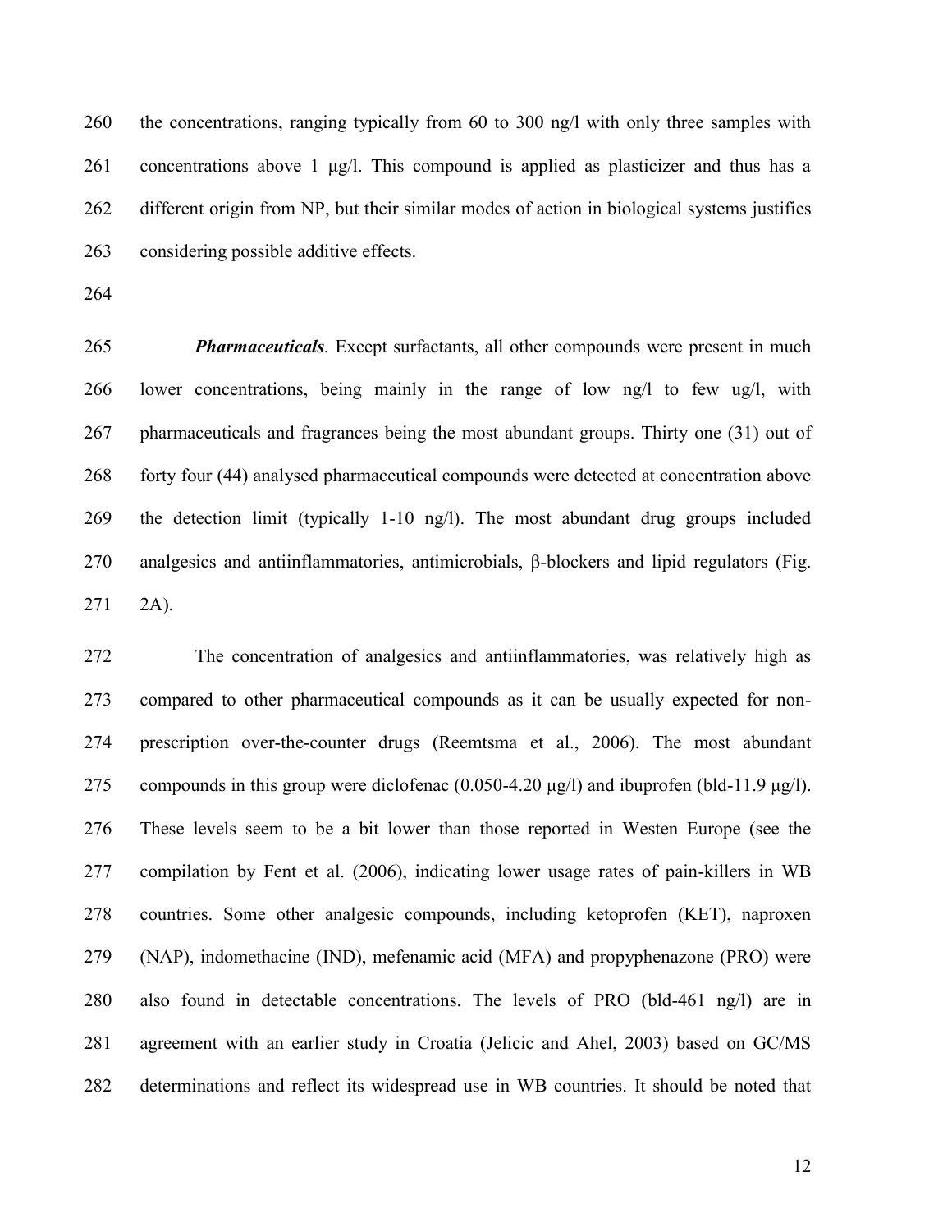the concentrations, ranging typically from 60 to 300 ng/l with only three samples with concentrations above 1 μg/l. This compound is applied as plasticizer and thus has a different origin from NP, but their similar modes of action in biological systems justifies considering possible additive effects.

***Pharmaceuticals*.** Except surfactants, all other compounds were present in much lower concentrations, being mainly in the range of low ng/l to few ug/l, with pharmaceuticals and fragrances being the most abundant groups. Thirty one (31) out of forty four (44) analysed pharmaceutical compounds were detected at concentration above the detection limit (typically 1-10 ng/l). The most abundant drug groups included analgesics and antiinflammatories, antimicrobials, β-blockers and lipid regulators (Fig. 2A).

The concentration of analgesics and antiinflammatories, was relatively high as compared to other pharmaceutical compounds as it can be usually expected for non-prescription over-the-counter drugs (Reemtsma et al., 2006). The most abundant compounds in this group were diclofenac (0.050-4.20 μg/l) and ibuprofen (bld-11.9 μg/l). These levels seem to be a bit lower than those reported in Westen Europe (see the compilation by Fent et al. (2006), indicating lower usage rates of pain-killers in WB countries. Some other analgesic compounds, including ketoprofen (KET), naproxen (NAP), indomethacine (IND), mefenamic acid (MFA) and propyphenazone (PRO) were also found in detectable concentrations. The levels of PRO (bld-461 ng/l) are in agreement with an earlier study in Croatia (Jelicic and Ahel, 2003) based on GC/MS determinations and reflect its widespread use in WB countries. It should be noted that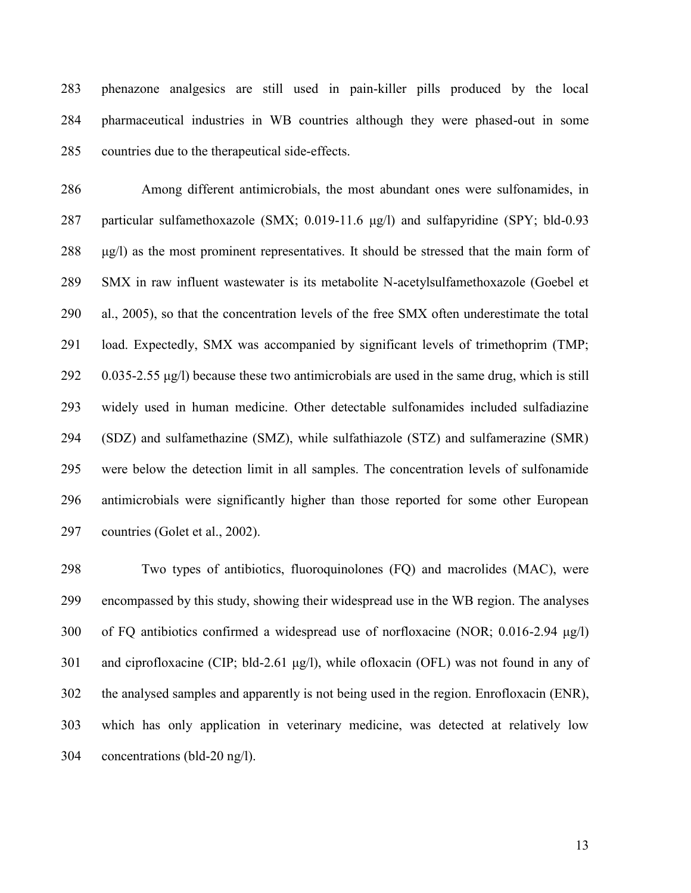phenazone analgesics are still used in pain-killer pills produced by the local pharmaceutical industries in WB countries although they were phased-out in some countries due to the therapeutical side-effects.

Among different antimicrobials, the most abundant ones were sulfonamides, in particular sulfamethoxazole (SMX; 0.019-11.6 μg/l) and sulfapyridine (SPY; bld-0.93 μg/l) as the most prominent representatives. It should be stressed that the main form of SMX in raw influent wastewater is its metabolite N-acetylsulfamethoxazole (Goebel et al., 2005), so that the concentration levels of the free SMX often underestimate the total load. Expectedly, SMX was accompanied by significant levels of trimethoprim (TMP; 0.035-2.55 μg/l) because these two antimicrobials are used in the same drug, which is still widely used in human medicine. Other detectable sulfonamides included sulfadiazine (SDZ) and sulfamethazine (SMZ), while sulfathiazole (STZ) and sulfamerazine (SMR) were below the detection limit in all samples. The concentration levels of sulfonamide antimicrobials were significantly higher than those reported for some other European countries (Golet et al., 2002).

Two types of antibiotics, fluoroquinolones (FQ) and macrolides (MAC), were encompassed by this study, showing their widespread use in the WB region. The analyses of FQ antibiotics confirmed a widespread use of norfloxacine (NOR; 0.016-2.94 μg/l) and ciprofloxacine (CIP; bld-2.61 μg/l), while ofloxacin (OFL) was not found in any of the analysed samples and apparently is not being used in the region. Enrofloxacin (ENR), which has only application in veterinary medicine, was detected at relatively low concentrations (bld-20 ng/l).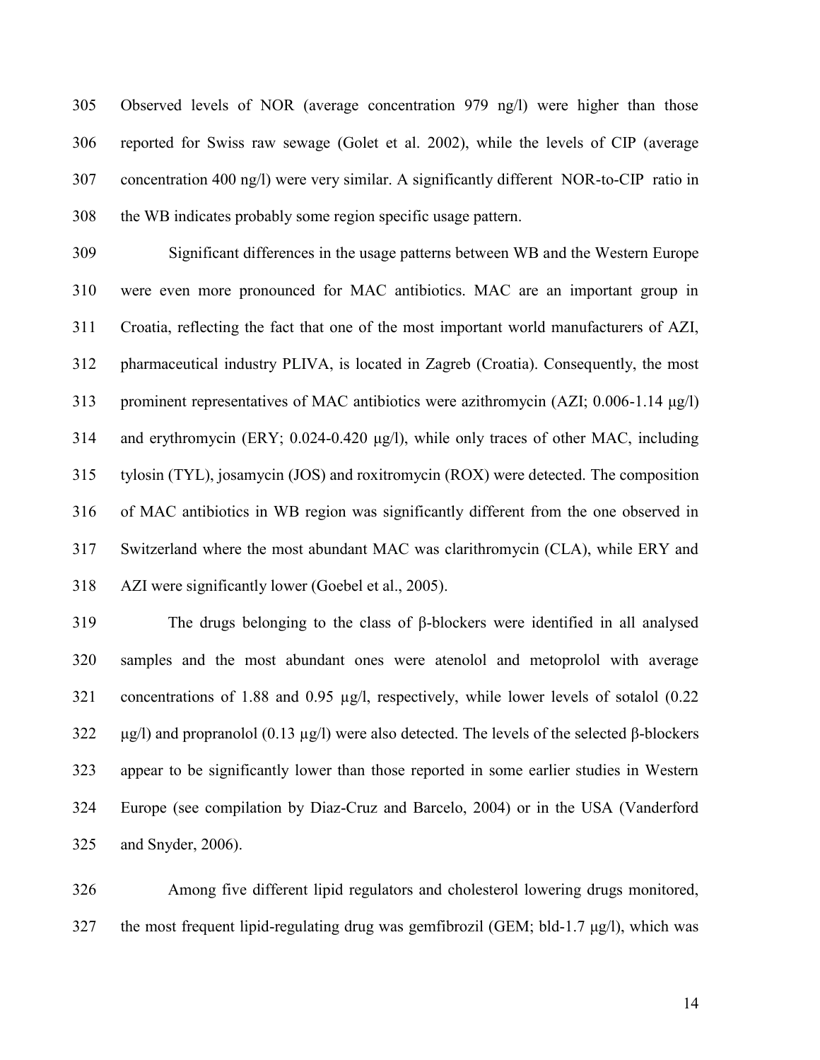Observed levels of NOR (average concentration 979 ng/l) were higher than those reported for Swiss raw sewage (Golet et al. 2002), while the levels of CIP (average concentration 400 ng/l) were very similar. A significantly different NOR-to-CIP ratio in the WB indicates probably some region specific usage pattern.

Significant differences in the usage patterns between WB and the Western Europe were even more pronounced for MAC antibiotics. MAC are an important group in Croatia, reflecting the fact that one of the most important world manufacturers of AZI, pharmaceutical industry PLIVA, is located in Zagreb (Croatia). Consequently, the most prominent representatives of MAC antibiotics were azithromycin (AZI; 0.006-1.14 μg/l) and erythromycin (ERY; 0.024-0.420 μg/l), while only traces of other MAC, including tylosin (TYL), josamycin (JOS) and roxitromycin (ROX) were detected. The composition of MAC antibiotics in WB region was significantly different from the one observed in Switzerland where the most abundant MAC was clarithromycin (CLA), while ERY and AZI were significantly lower (Goebel et al., 2005).

The drugs belonging to the class of β-blockers were identified in all analysed samples and the most abundant ones were atenolol and metoprolol with average concentrations of 1.88 and 0.95 μg/l, respectively, while lower levels of sotalol (0.22 μg/l) and propranolol (0.13 μg/l) were also detected. The levels of the selected β-blockers appear to be significantly lower than those reported in some earlier studies in Western Europe (see compilation by Diaz-Cruz and Barcelo, 2004) or in the USA (Vanderford and Snyder, 2006).

Among five different lipid regulators and cholesterol lowering drugs monitored, the most frequent lipid-regulating drug was gemfibrozil (GEM; bld-1.7 μg/l), which was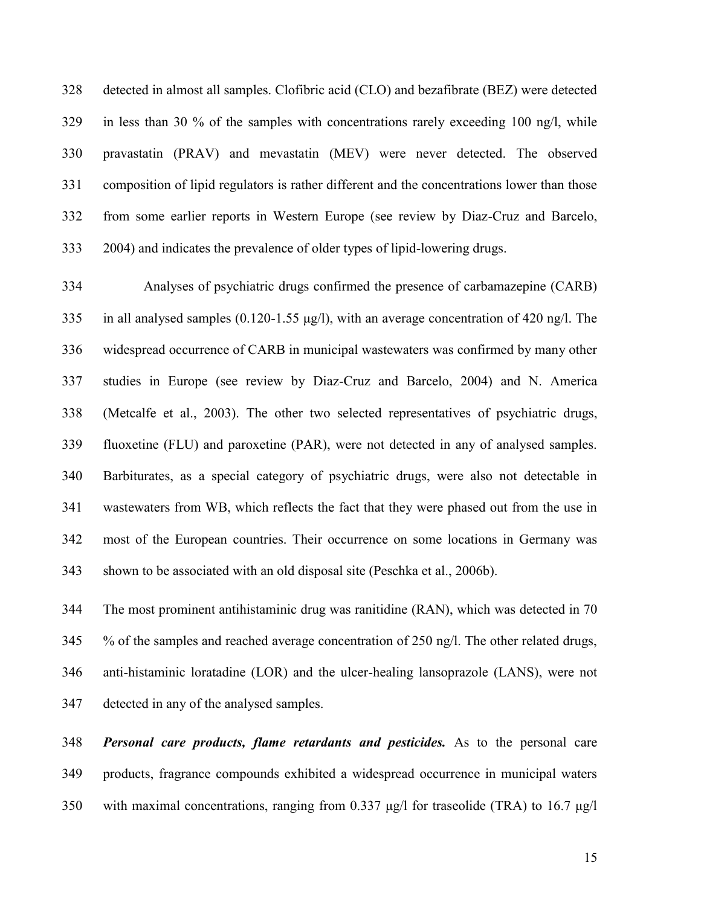detected in almost all samples. Clofibric acid (CLO) and bezafibrate (BEZ) were detected in less than 30 % of the samples with concentrations rarely exceeding 100 ng/l, while pravastatin (PRAV) and mevastatin (MEV) were never detected. The observed composition of lipid regulators is rather different and the concentrations lower than those from some earlier reports in Western Europe (see review by Diaz-Cruz and Barcelo, 2004) and indicates the prevalence of older types of lipid-lowering drugs.

Analyses of psychiatric drugs confirmed the presence of carbamazepine (CARB) in all analysed samples (0.120-1.55 μg/l), with an average concentration of 420 ng/l. The widespread occurrence of CARB in municipal wastewaters was confirmed by many other studies in Europe (see review by Diaz-Cruz and Barcelo, 2004) and N. America (Metcalfe et al., 2003). The other two selected representatives of psychiatric drugs, fluoxetine (FLU) and paroxetine (PAR), were not detected in any of analysed samples. Barbiturates, as a special category of psychiatric drugs, were also not detectable in wastewaters from WB, which reflects the fact that they were phased out from the use in most of the European countries. Their occurrence on some locations in Germany was shown to be associated with an old disposal site (Peschka et al., 2006b).

The most prominent antihistaminic drug was ranitidine (RAN), which was detected in 70 % of the samples and reached average concentration of 250 ng/l. The other related drugs, anti-histaminic loratadine (LOR) and the ulcer-healing lansoprazole (LANS), were not detected in any of the analysed samples.

***Personal care products, flame retardants and pesticides.*** As to the personal care products, fragrance compounds exhibited a widespread occurrence in municipal waters with maximal concentrations, ranging from 0.337 μg/l for traseolide (TRA) to 16.7 μg/l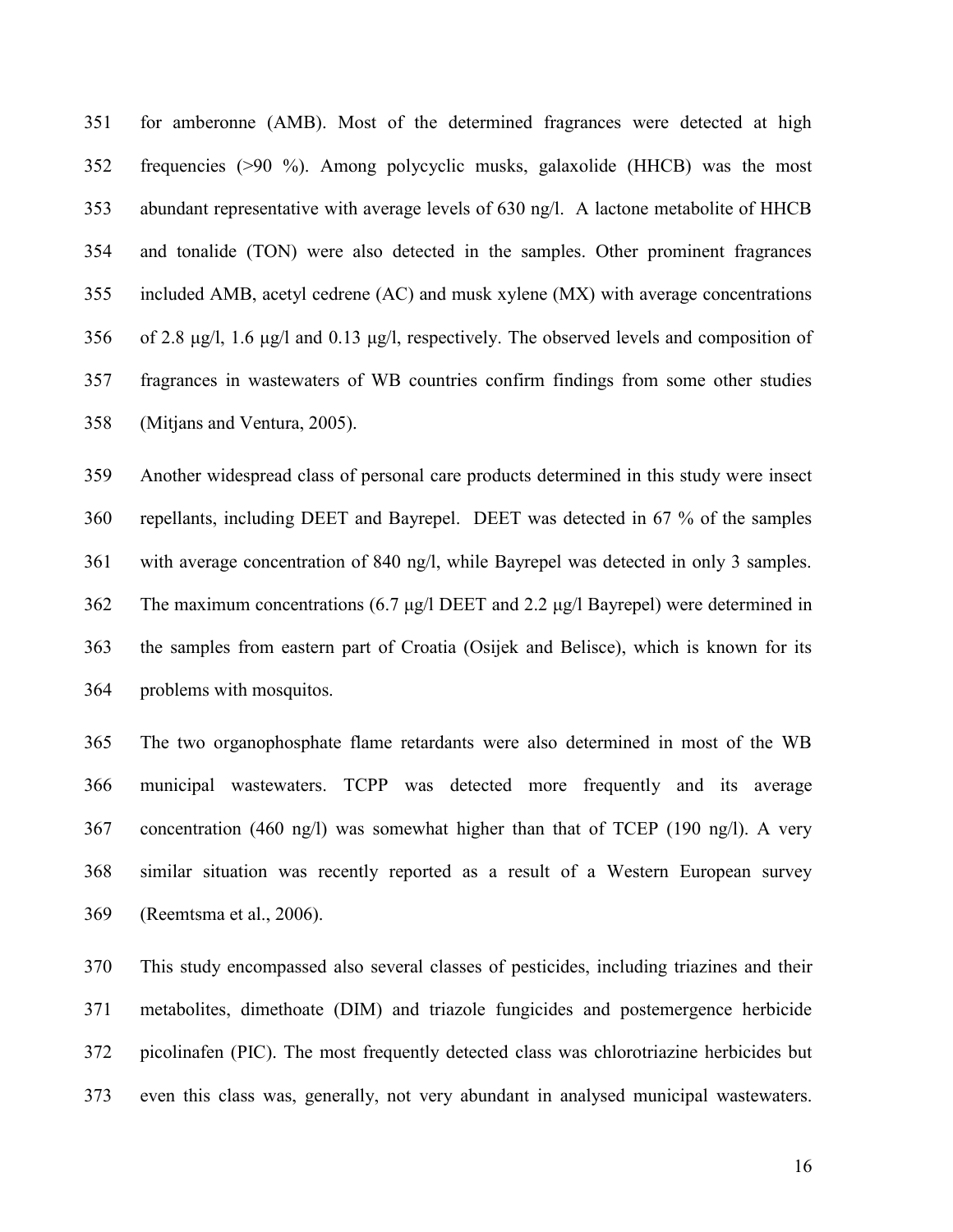for amberonne (AMB). Most of the determined fragrances were detected at high frequencies (>90 %). Among polycyclic musks, galaxolide (HHCB) was the most abundant representative with average levels of 630 ng/l. A lactone metabolite of HHCB and tonalide (TON) were also detected in the samples. Other prominent fragrances included AMB, acetyl cedrene (AC) and musk xylene (MX) with average concentrations of 2.8 μg/l, 1.6 μg/l and 0.13 μg/l, respectively. The observed levels and composition of fragrances in wastewaters of WB countries confirm findings from some other studies (Mitjans and Ventura, 2005).

Another widespread class of personal care products determined in this study were insect repellants, including DEET and Bayrepel. DEET was detected in 67 % of the samples with average concentration of 840 ng/l, while Bayrepel was detected in only 3 samples. The maximum concentrations (6.7 μg/l DEET and 2.2 μg/l Bayrepel) were determined in the samples from eastern part of Croatia (Osijek and Belisce), which is known for its problems with mosquitos.

The two organophosphate flame retardants were also determined in most of the WB municipal wastewaters. TCPP was detected more frequently and its average concentration (460 ng/l) was somewhat higher than that of TCEP (190 ng/l). A very similar situation was recently reported as a result of a Western European survey (Reemtsma et al., 2006).

This study encompassed also several classes of pesticides, including triazines and their metabolites, dimethoate (DIM) and triazole fungicides and postemergence herbicide picolinafen (PIC). The most frequently detected class was chlorotriazine herbicides but even this class was, generally, not very abundant in analysed municipal wastewaters.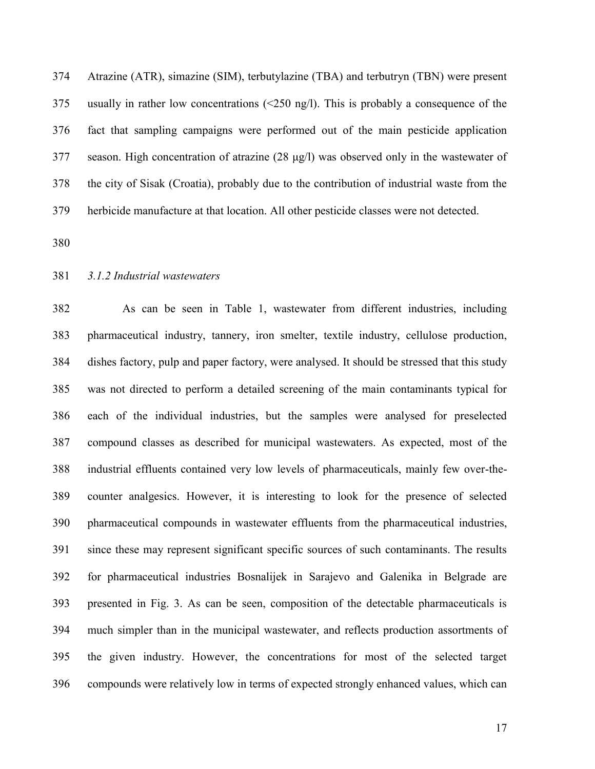Atrazine (ATR), simazine (SIM), terbutylazine (TBA) and terbutryn (TBN) were present usually in rather low concentrations (<250 ng/l). This is probably a consequence of the fact that sampling campaigns were performed out of the main pesticide application season. High concentration of atrazine (28 μg/l) was observed only in the wastewater of the city of Sisak (Croatia), probably due to the contribution of industrial waste from the herbicide manufacture at that location. All other pesticide classes were not detected.

### *3.1.2 Industrial wastewaters*

As can be seen in Table 1, wastewater from different industries, including pharmaceutical industry, tannery, iron smelter, textile industry, cellulose production, dishes factory, pulp and paper factory, were analysed. It should be stressed that this study was not directed to perform a detailed screening of the main contaminants typical for each of the individual industries, but the samples were analysed for preselected compound classes as described for municipal wastewaters. As expected, most of the industrial effluents contained very low levels of pharmaceuticals, mainly few over-the-counter analgesics. However, it is interesting to look for the presence of selected pharmaceutical compounds in wastewater effluents from the pharmaceutical industries, since these may represent significant specific sources of such contaminants. The results for pharmaceutical industries Bosnalijek in Sarajevo and Galenika in Belgrade are presented in Fig. 3. As can be seen, composition of the detectable pharmaceuticals is much simpler than in the municipal wastewater, and reflects production assortments of the given industry. However, the concentrations for most of the selected target compounds were relatively low in terms of expected strongly enhanced values, which can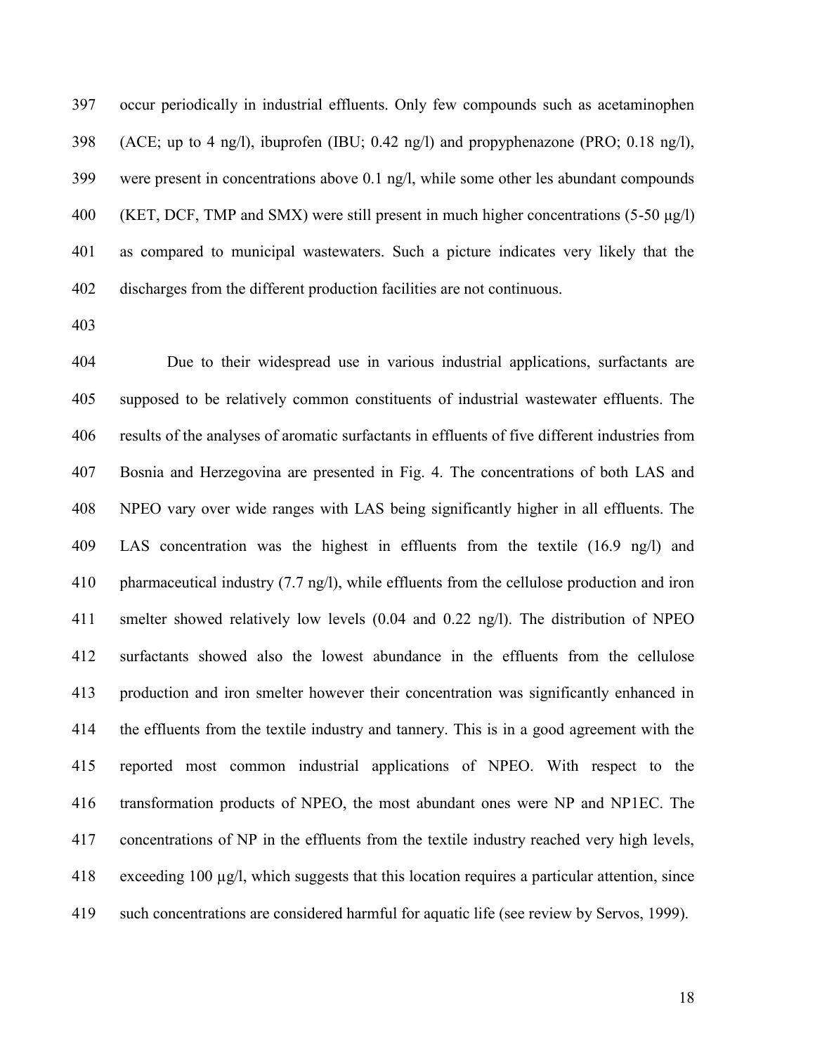occur periodically in industrial effluents. Only few compounds such as acetaminophen (ACE; up to 4 ng/l), ibuprofen (IBU; 0.42 ng/l) and propyphenazone (PRO; 0.18 ng/l), were present in concentrations above 0.1 ng/l, while some other les abundant compounds (KET, DCF, TMP and SMX) were still present in much higher concentrations (5-50 µg/l) as compared to municipal wastewaters. Such a picture indicates very likely that the discharges from the different production facilities are not continuous.

Due to their widespread use in various industrial applications, surfactants are supposed to be relatively common constituents of industrial wastewater effluents. The results of the analyses of aromatic surfactants in effluents of five different industries from Bosnia and Herzegovina are presented in Fig. 4. The concentrations of both LAS and NPEO vary over wide ranges with LAS being significantly higher in all effluents. The LAS concentration was the highest in effluents from the textile (16.9 ng/l) and pharmaceutical industry (7.7 ng/l), while effluents from the cellulose production and iron smelter showed relatively low levels (0.04 and 0.22 ng/l). The distribution of NPEO surfactants showed also the lowest abundance in the effluents from the cellulose production and iron smelter however their concentration was significantly enhanced in the effluents from the textile industry and tannery. This is in a good agreement with the reported most common industrial applications of NPEO. With respect to the transformation products of NPEO, the most abundant ones were NP and NP1EC. The concentrations of NP in the effluents from the textile industry reached very high levels, exceeding 100 µg/l, which suggests that this location requires a particular attention, since such concentrations are considered harmful for aquatic life (see review by Servos, 1999).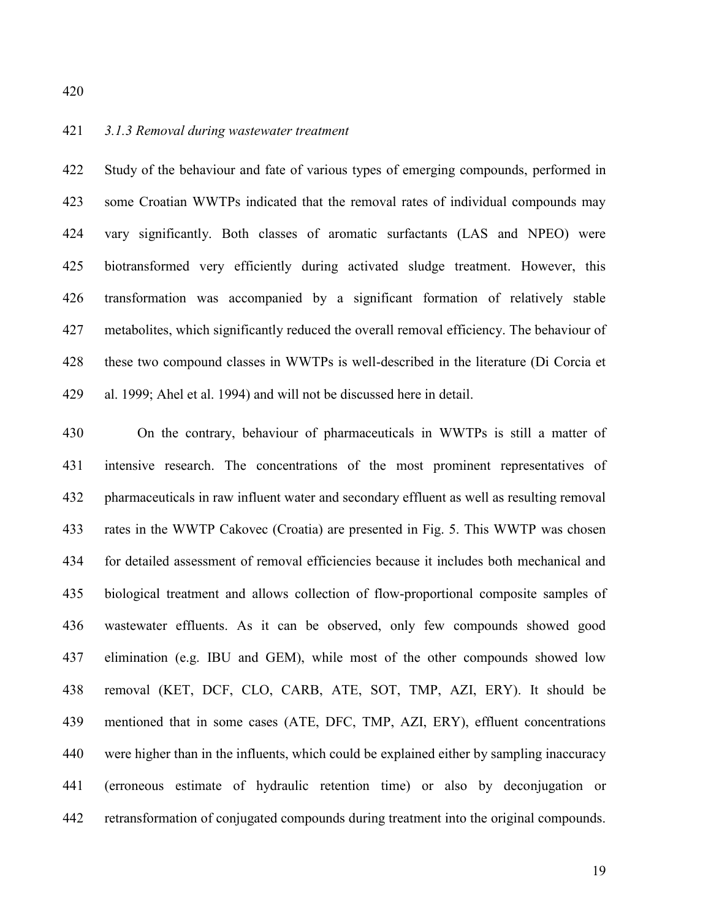### *3.1.3 Removal during wastewater treatment*

Study of the behaviour and fate of various types of emerging compounds, performed in some Croatian WWTPs indicated that the removal rates of individual compounds may vary significantly. Both classes of aromatic surfactants (LAS and NPEO) were biotransformed very efficiently during activated sludge treatment. However, this transformation was accompanied by a significant formation of relatively stable metabolites, which significantly reduced the overall removal efficiency. The behaviour of these two compound classes in WWTPs is well-described in the literature (Di Corcia et al. 1999; Ahel et al. 1994) and will not be discussed here in detail.

On the contrary, behaviour of pharmaceuticals in WWTPs is still a matter of intensive research. The concentrations of the most prominent representatives of pharmaceuticals in raw influent water and secondary effluent as well as resulting removal rates in the WWTP Cakovec (Croatia) are presented in Fig. 5. This WWTP was chosen for detailed assessment of removal efficiencies because it includes both mechanical and biological treatment and allows collection of flow-proportional composite samples of wastewater effluents. As it can be observed, only few compounds showed good elimination (e.g. IBU and GEM), while most of the other compounds showed low removal (KET, DCF, CLO, CARB, ATE, SOT, TMP, AZI, ERY). It should be mentioned that in some cases (ATE, DFC, TMP, AZI, ERY), effluent concentrations were higher than in the influents, which could be explained either by sampling inaccuracy (erroneous estimate of hydraulic retention time) or also by deconjugation or retransformation of conjugated compounds during treatment into the original compounds.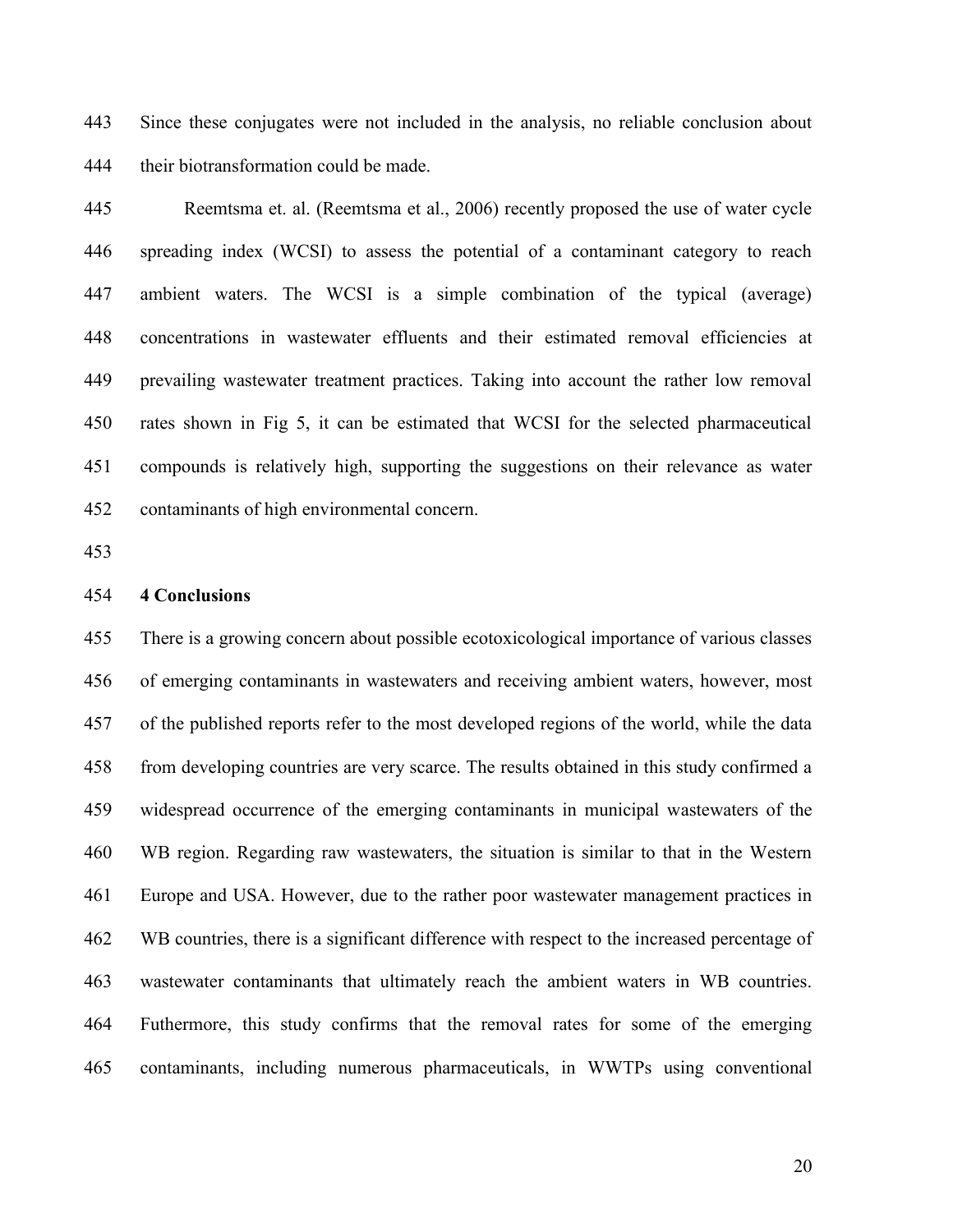Since these conjugates were not included in the analysis, no reliable conclusion about their biotransformation could be made.

Reemtsma et. al. (Reemtsma et al., 2006) recently proposed the use of water cycle spreading index (WCSI) to assess the potential of a contaminant category to reach ambient waters. The WCSI is a simple combination of the typical (average) concentrations in wastewater effluents and their estimated removal efficiencies at prevailing wastewater treatment practices. Taking into account the rather low removal rates shown in Fig 5, it can be estimated that WCSI for the selected pharmaceutical compounds is relatively high, supporting the suggestions on their relevance as water contaminants of high environmental concern.

## 4 Conclusions

There is a growing concern about possible ecotoxicological importance of various classes of emerging contaminants in wastewaters and receiving ambient waters, however, most of the published reports refer to the most developed regions of the world, while the data from developing countries are very scarce. The results obtained in this study confirmed a widespread occurrence of the emerging contaminants in municipal wastewaters of the WB region. Regarding raw wastewaters, the situation is similar to that in the Western Europe and USA. However, due to the rather poor wastewater management practices in WB countries, there is a significant difference with respect to the increased percentage of wastewater contaminants that ultimately reach the ambient waters in WB countries. Futhermore, this study confirms that the removal rates for some of the emerging contaminants, including numerous pharmaceuticals, in WWTPs using conventional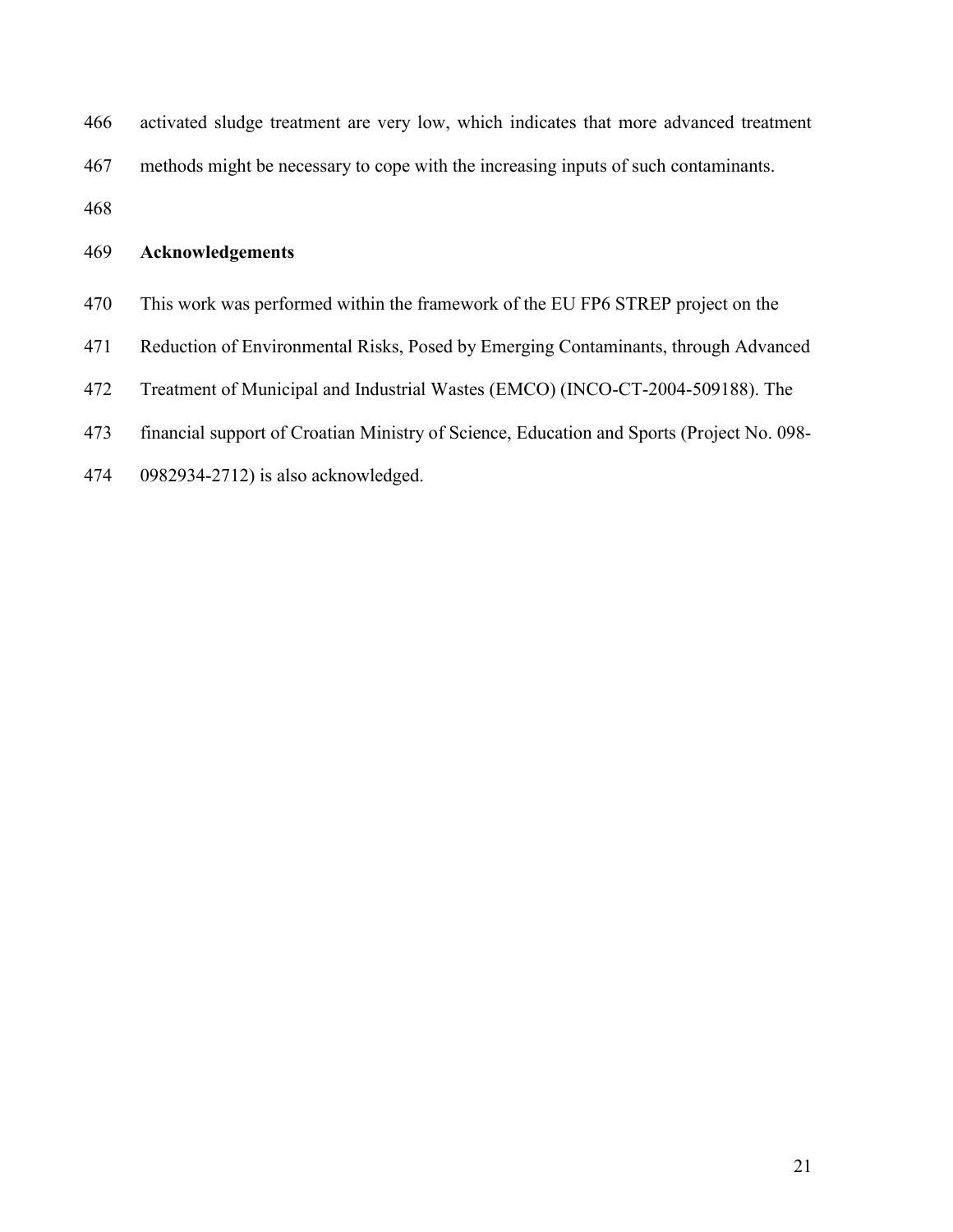activated sludge treatment are very low, which indicates that more advanced treatment methods might be necessary to cope with the increasing inputs of such contaminants.

## Acknowledgements

This work was performed within the framework of the EU FP6 STREP project on the Reduction of Environmental Risks, Posed by Emerging Contaminants, through Advanced Treatment of Municipal and Industrial Wastes (EMCO) (INCO-CT-2004-509188). The financial support of Croatian Ministry of Science, Education and Sports (Project No. 098-0982934-2712) is also acknowledged.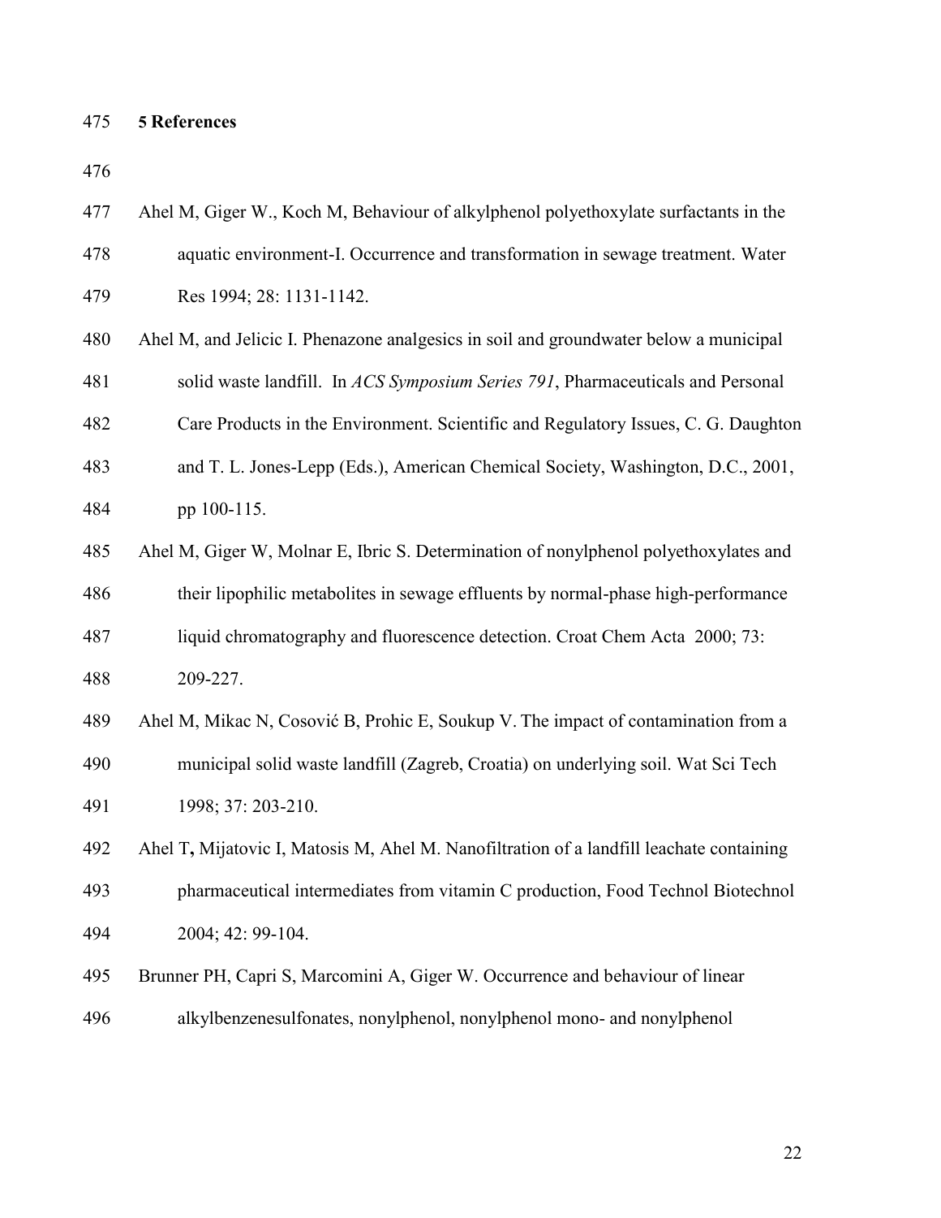## 5 References

Ahel M, Giger W., Koch M, Behaviour of alkylphenol polyethoxylate surfactants in the aquatic environment-I. Occurrence and transformation in sewage treatment. Water Res 1994; 28: 1131-1142.

Ahel M, and Jelicic I. Phenazone analgesics in soil and groundwater below a municipal solid waste landfill. In *ACS Symposium Series 791*, Pharmaceuticals and Personal Care Products in the Environment. Scientific and Regulatory Issues, C. G. Daughton and T. L. Jones-Lepp (Eds.), American Chemical Society, Washington, D.C., 2001, pp 100-115.

Ahel M, Giger W, Molnar E, Ibric S. Determination of nonylphenol polyethoxylates and their lipophilic metabolites in sewage effluents by normal-phase high-performance liquid chromatography and fluorescence detection. Croat Chem Acta 2000; 73: 209-227.

Ahel M, Mikac N, Cosović B, Prohic E, Soukup V. The impact of contamination from a municipal solid waste landfill (Zagreb, Croatia) on underlying soil. Wat Sci Tech 1998; 37: 203-210.

Ahel T**,** Mijatovic I, Matosis M, Ahel M. Nanofiltration of a landfill leachate containing pharmaceutical intermediates from vitamin C production, Food Technol Biotechnol 2004; 42: 99-104.

Brunner PH, Capri S, Marcomini A, Giger W. Occurrence and behaviour of linear alkylbenzenesulfonates, nonylphenol, nonylphenol mono- and nonylphenol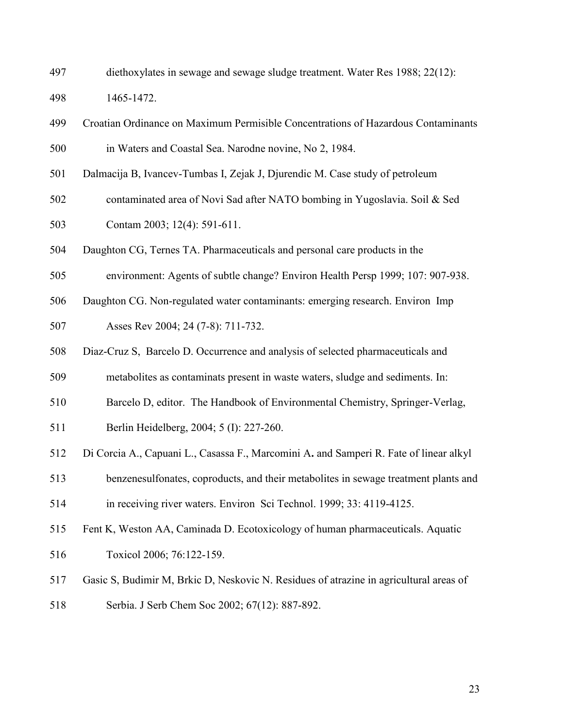diethoxylates in sewage and sewage sludge treatment. Water Res 1988; 22(12): 1465-1472.

Croatian Ordinance on Maximum Permisible Concentrations of Hazardous Contaminants in Waters and Coastal Sea. Narodne novine, No 2, 1984.

Dalmacija B, Ivancev-Tumbas I, Zejak J, Djurendic M. Case study of petroleum contaminated area of Novi Sad after NATO bombing in Yugoslavia. Soil & Sed Contam 2003; 12(4): 591-611.

Daughton CG, Ternes TA. Pharmaceuticals and personal care products in the environment: Agents of subtle change? Environ Health Persp 1999; 107: 907-938.

Daughton CG. Non-regulated water contaminants: emerging research. Environ Imp Asses Rev 2004; 24 (7-8): 711-732.

Diaz-Cruz S, Barcelo D. Occurrence and analysis of selected pharmaceuticals and metabolites as contaminats present in waste waters, sludge and sediments. In: Barcelo D, editor. The Handbook of Environmental Chemistry, Springer-Verlag, Berlin Heidelberg, 2004; 5 (I): 227-260.

Di Corcia A., Capuani L., Casassa F., Marcomini A**.** and Samperi R. Fate of linear alkyl benzenesulfonates, coproducts, and their metabolites in sewage treatment plants and in receiving river waters. Environ Sci Technol. 1999; 33: 4119-4125.

Fent K, Weston AA, Caminada D. Ecotoxicology of human pharmaceuticals. Aquatic Toxicol 2006; 76:122-159.

Gasic S, Budimir M, Brkic D, Neskovic N. Residues of atrazine in agricultural areas of Serbia. J Serb Chem Soc 2002; 67(12): 887-892.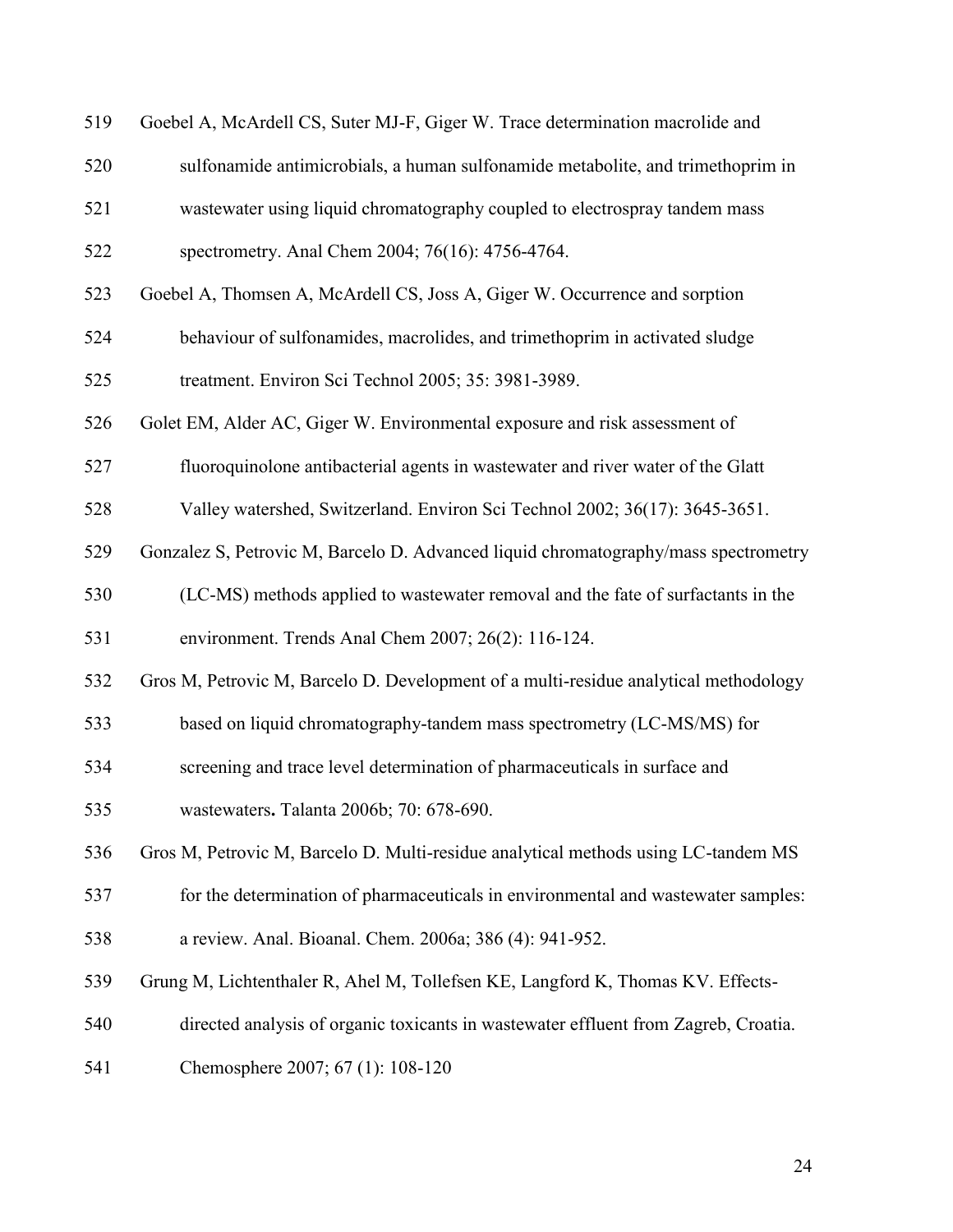519 Goebel A, McArdell CS, Suter MJ-F, Giger W. Trace determination macrolide and
520 sulfonamide antimicrobials, a human sulfonamide metabolite, and trimethoprim in
521 wastewater using liquid chromatography coupled to electrospray tandem mass
522 spectrometry. Anal Chem 2004; 76(16): 4756-4764.

523 Goebel A, Thomsen A, McArdell CS, Joss A, Giger W. Occurrence and sorption
524 behaviour of sulfonamides, macrolides, and trimethoprim in activated sludge
525 treatment. Environ Sci Technol 2005; 35: 3981-3989.

526 Golet EM, Alder AC, Giger W. Environmental exposure and risk assessment of
527 fluoroquinolone antibacterial agents in wastewater and river water of the Glatt
528 Valley watershed, Switzerland. Environ Sci Technol 2002; 36(17): 3645-3651.

529 Gonzalez S, Petrovic M, Barcelo D. Advanced liquid chromatography/mass spectrometry
530 (LC-MS) methods applied to wastewater removal and the fate of surfactants in the
531 environment. Trends Anal Chem 2007; 26(2): 116-124.

532 Gros M, Petrovic M, Barcelo D. Development of a multi-residue analytical methodology
533 based on liquid chromatography-tandem mass spectrometry (LC-MS/MS) for
534 screening and trace level determination of pharmaceuticals in surface and
535 wastewaters**.** Talanta 2006b; 70: 678-690.

536 Gros M, Petrovic M, Barcelo D. Multi-residue analytical methods using LC-tandem MS
537 for the determination of pharmaceuticals in environmental and wastewater samples:
538 a review. Anal. Bioanal. Chem. 2006a; 386 (4): 941-952.

539 Grung M, Lichtenthaler R, Ahel M, Tollefsen KE, Langford K, Thomas KV. Effects-
540 directed analysis of organic toxicants in wastewater effluent from Zagreb, Croatia.
541 Chemosphere 2007; 67 (1): 108-120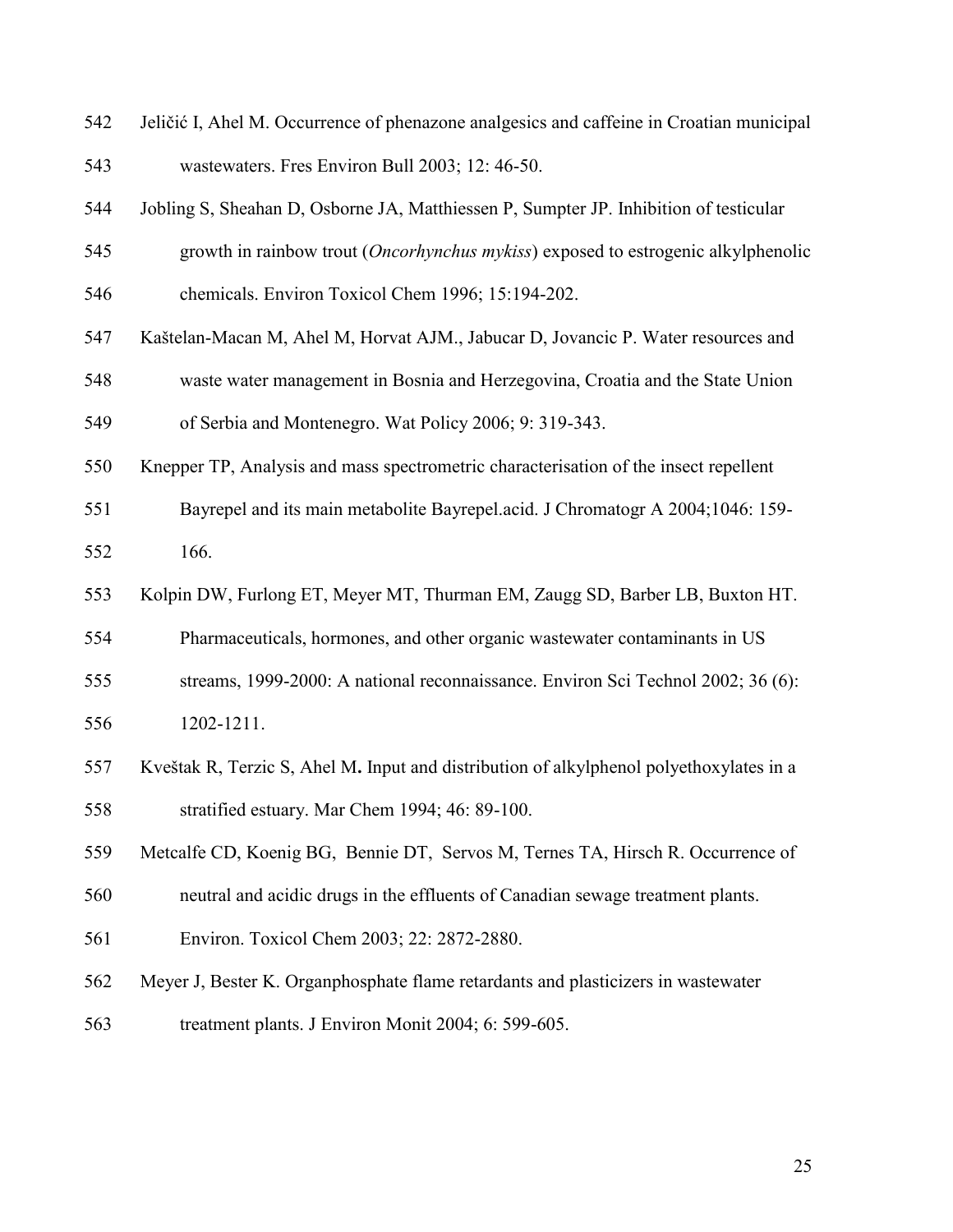Jeličić I, Ahel M. Occurrence of phenazone analgesics and caffeine in Croatian municipal wastewaters. Fres Environ Bull 2003; 12: 46-50.

Jobling S, Sheahan D, Osborne JA, Matthiessen P, Sumpter JP. Inhibition of testicular growth in rainbow trout (*Oncorhynchus mykiss*) exposed to estrogenic alkylphenolic chemicals. Environ Toxicol Chem 1996; 15:194-202.

Kaštelan-Macan M, Ahel M, Horvat AJM., Jabucar D, Jovancic P. Water resources and waste water management in Bosnia and Herzegovina, Croatia and the State Union of Serbia and Montenegro. Wat Policy 2006; 9: 319-343.

Knepper TP, Analysis and mass spectrometric characterisation of the insect repellent Bayrepel and its main metabolite Bayrepel.acid. J Chromatogr A 2004;1046: 159-166.

Kolpin DW, Furlong ET, Meyer MT, Thurman EM, Zaugg SD, Barber LB, Buxton HT. Pharmaceuticals, hormones, and other organic wastewater contaminants in US streams, 1999-2000: A national reconnaissance. Environ Sci Technol 2002; 36 (6): 1202-1211.

Kveštak R, Terzic S, Ahel M**.** Input and distribution of alkylphenol polyethoxylates in a stratified estuary. Mar Chem 1994; 46: 89-100.

Metcalfe CD, Koenig BG, Bennie DT, Servos M, Ternes TA, Hirsch R. Occurrence of neutral and acidic drugs in the effluents of Canadian sewage treatment plants. Environ. Toxicol Chem 2003; 22: 2872-2880.

Meyer J, Bester K. Organphosphate flame retardants and plasticizers in wastewater treatment plants. J Environ Monit 2004; 6: 599-605.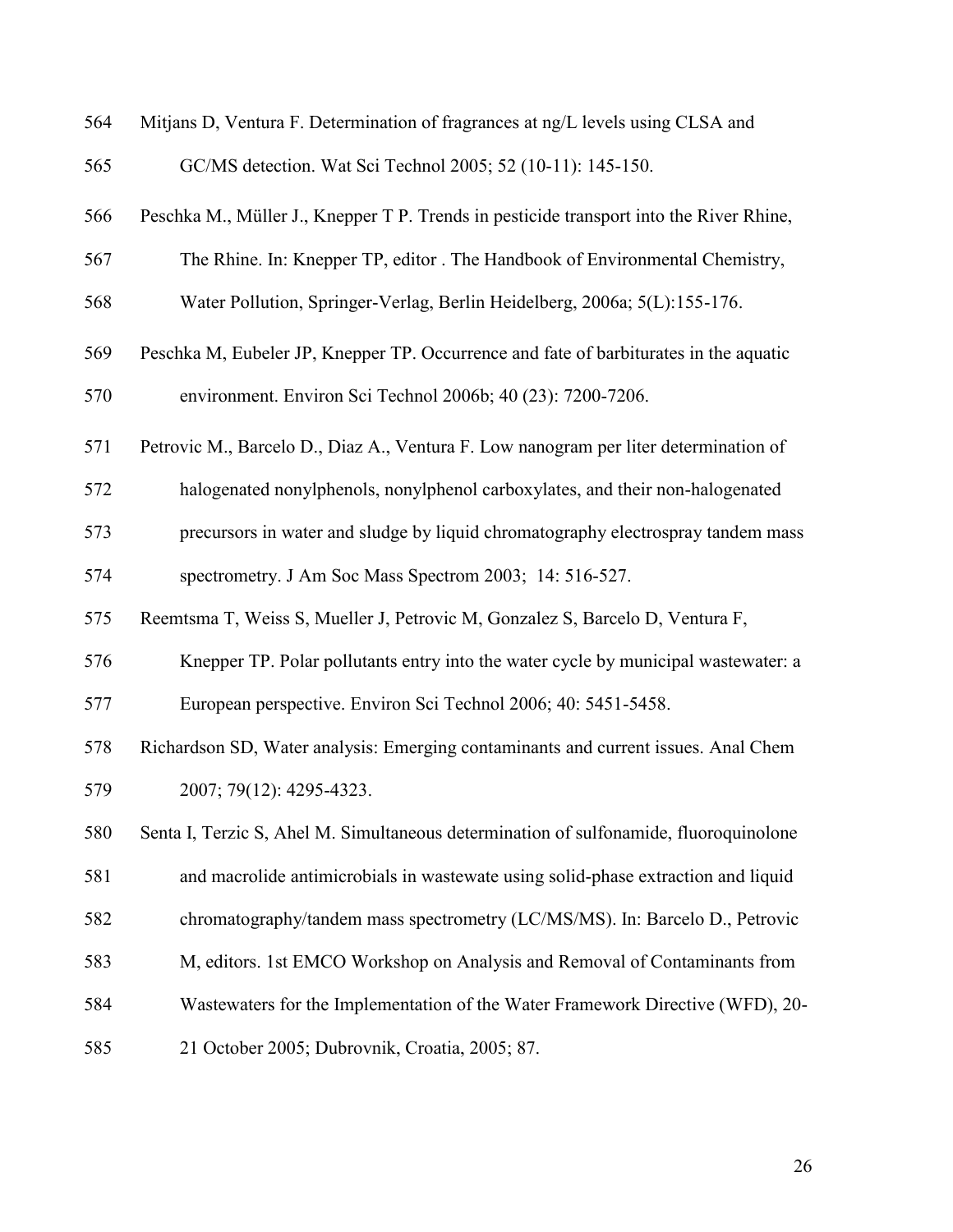Mitjans D, Ventura F. Determination of fragrances at ng/L levels using CLSA and GC/MS detection. Wat Sci Technol 2005; 52 (10-11): 145-150.

Peschka M., Müller J., Knepper T P. Trends in pesticide transport into the River Rhine, The Rhine. In: Knepper TP, editor . The Handbook of Environmental Chemistry, Water Pollution, Springer-Verlag, Berlin Heidelberg, 2006a; 5(L):155-176.

Peschka M, Eubeler JP, Knepper TP. Occurrence and fate of barbiturates in the aquatic environment. Environ Sci Technol 2006b; 40 (23): 7200-7206.

Petrovic M., Barcelo D., Diaz A., Ventura F. Low nanogram per liter determination of halogenated nonylphenols, nonylphenol carboxylates, and their non-halogenated precursors in water and sludge by liquid chromatography electrospray tandem mass spectrometry. J Am Soc Mass Spectrom 2003; 14: 516-527.

Reemtsma T, Weiss S, Mueller J, Petrovic M, Gonzalez S, Barcelo D, Ventura F, Knepper TP. Polar pollutants entry into the water cycle by municipal wastewater: a European perspective. Environ Sci Technol 2006; 40: 5451-5458.

Richardson SD, Water analysis: Emerging contaminants and current issues. Anal Chem 2007; 79(12): 4295-4323.

Senta I, Terzic S, Ahel M. Simultaneous determination of sulfonamide, fluoroquinolone and macrolide antimicrobials in wastewate using solid-phase extraction and liquid chromatography/tandem mass spectrometry (LC/MS/MS). In: Barcelo D., Petrovic M, editors. 1st EMCO Workshop on Analysis and Removal of Contaminants from Wastewaters for the Implementation of the Water Framework Directive (WFD), 20-21 October 2005; Dubrovnik, Croatia, 2005; 87.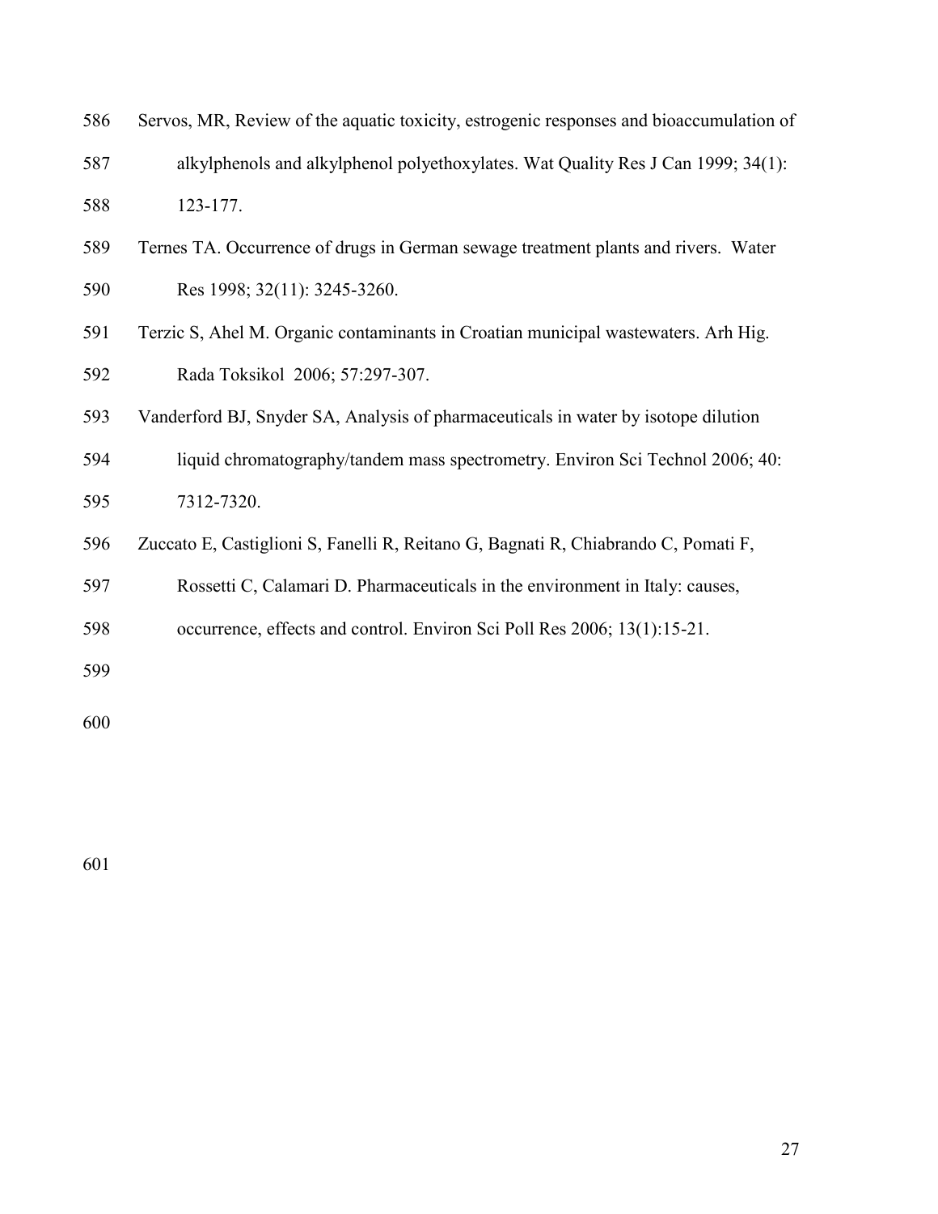Servos, MR, Review of the aquatic toxicity, estrogenic responses and bioaccumulation of alkylphenols and alkylphenol polyethoxylates. Wat Quality Res J Can 1999; 34(1): 123-177.

Ternes TA. Occurrence of drugs in German sewage treatment plants and rivers. Water Res 1998; 32(11): 3245-3260.

Terzic S, Ahel M. Organic contaminants in Croatian municipal wastewaters. Arh Hig. Rada Toksikol 2006; 57:297-307.

Vanderford BJ, Snyder SA, Analysis of pharmaceuticals in water by isotope dilution liquid chromatography/tandem mass spectrometry. Environ Sci Technol 2006; 40: 7312-7320.

Zuccato E, Castiglioni S, Fanelli R, Reitano G, Bagnati R, Chiabrando C, Pomati F, Rossetti C, Calamari D. Pharmaceuticals in the environment in Italy: causes, occurrence, effects and control. Environ Sci Poll Res 2006; 13(1):15-21.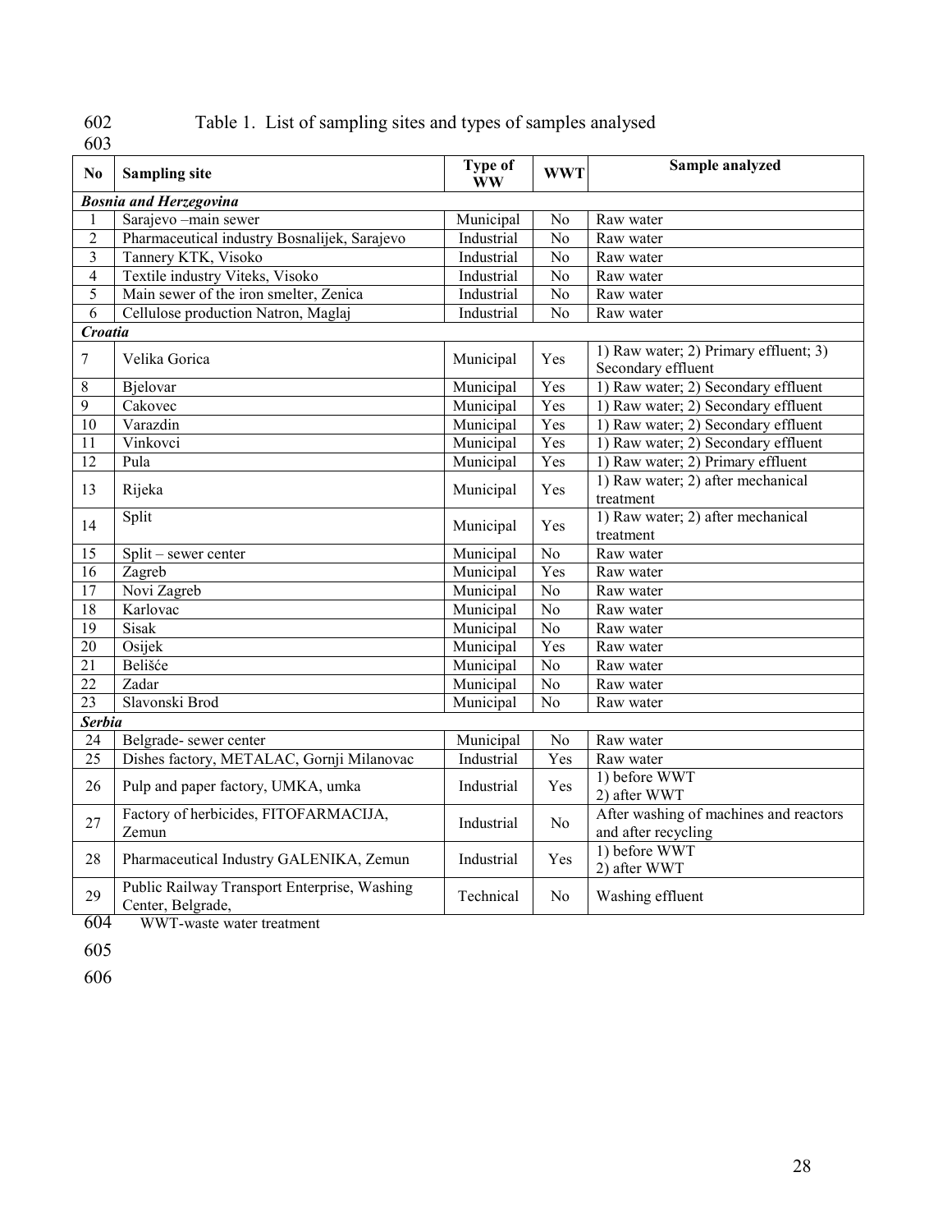Table 1. List of sampling sites and types of samples analysed

| No | Sampling site | Type of WW | WWT | Sample analyzed |
|---|---|---|---|---|
| ***Bosnia and Herzegovina*** | | | | |
| 1 | Sarajevo –main sewer | Municipal | No | Raw water |
| 2 | Pharmaceutical industry Bosnalijek, Sarajevo | Industrial | No | Raw water |
| 3 | Tannery KTK, Visoko | Industrial | No | Raw water |
| 4 | Textile industry Viteks, Visoko | Industrial | No | Raw water |
| 5 | Main sewer of the iron smelter, Zenica | Industrial | No | Raw water |
| 6 | Cellulose production Natron, Maglaj | Industrial | No | Raw water |
| ***Croatia*** | | | | |
| 7 | Velika Gorica | Municipal | Yes | 1) Raw water; 2) Primary effluent; 3) Secondary effluent |
| 8 | Bjelovar | Municipal | Yes | 1) Raw water; 2) Secondary effluent |
| 9 | Cakovec | Municipal | Yes | 1) Raw water; 2) Secondary effluent |
| 10 | Varazdin | Municipal | Yes | 1) Raw water; 2) Secondary effluent |
| 11 | Vinkovci | Municipal | Yes | 1) Raw water; 2) Secondary effluent |
| 12 | Pula | Municipal | Yes | 1) Raw water; 2) Primary effluent |
| 13 | Rijeka | Municipal | Yes | 1) Raw water; 2) after mechanical treatment |
| 14 | Split | Municipal | Yes | 1) Raw water; 2) after mechanical treatment |
| 15 | Split – sewer center | Municipal | No | Raw water |
| 16 | Zagreb | Municipal | Yes | Raw water |
| 17 | Novi Zagreb | Municipal | No | Raw water |
| 18 | Karlovac | Municipal | No | Raw water |
| 19 | Sisak | Municipal | No | Raw water |
| 20 | Osijek | Municipal | Yes | Raw water |
| 21 | Belišće | Municipal | No | Raw water |
| 22 | Zadar | Municipal | No | Raw water |
| 23 | Slavonski Brod | Municipal | No | Raw water |
| ***Serbia*** | | | | |
| 24 | Belgrade- sewer center | Municipal | No | Raw water |
| 25 | Dishes factory, METALAC, Gornji Milanovac | Industrial | Yes | Raw water |
| 26 | Pulp and paper factory, UMKA, umka | Industrial | Yes | 1) before WWT 2) after WWT |
| 27 | Factory of herbicides, FITOFARMACIJA, Zemun | Industrial | No | After washing of machines and reactors and after recycling |
| 28 | Pharmaceutical Industry GALENIKA, Zemun | Industrial | Yes | 1) before WWT 2) after WWT |
| 29 | Public Railway Transport Enterprise, Washing Center, Belgrade, | Technical | No | Washing effluent |

WWT-waste water treatment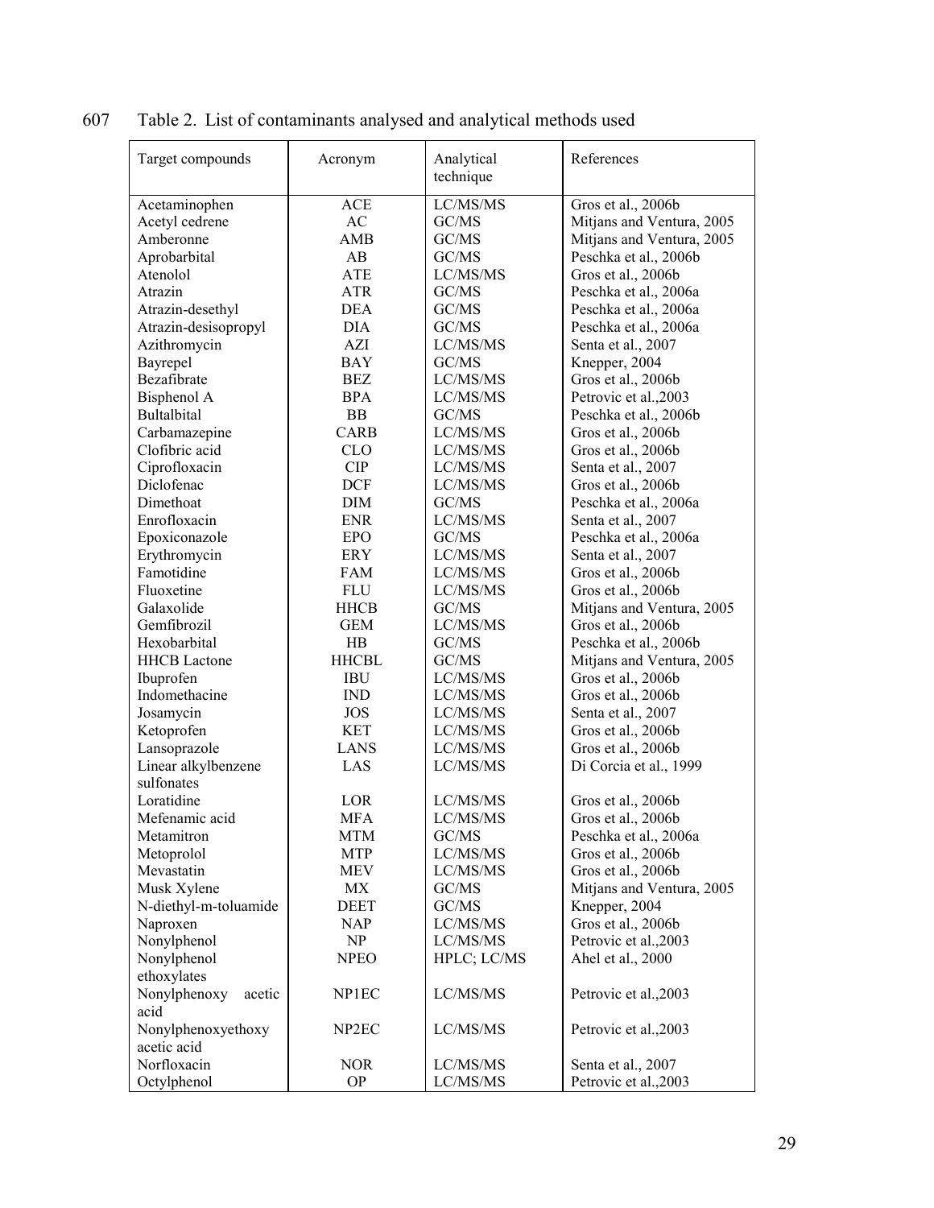607 Table 2. List of contaminants analysed and analytical methods used

| Target compounds | Acronym | Analytical technique | References |
|---|---|---|---|
| Acetaminophen | ACE | LC/MS/MS | Gros et al., 2006b |
| Acetyl cedrene | AC | GC/MS | Mitjans and Ventura, 2005 |
| Amberonne | AMB | GC/MS | Mitjans and Ventura, 2005 |
| Aprobarbital | AB | GC/MS | Peschka et al., 2006b |
| Atenolol | ATE | LC/MS/MS | Gros et al., 2006b |
| Atrazin | ATR | GC/MS | Peschka et al., 2006a |
| Atrazin-desethyl | DEA | GC/MS | Peschka et al., 2006a |
| Atrazin-desisopropyl | DIA | GC/MS | Peschka et al., 2006a |
| Azithromycin | AZI | LC/MS/MS | Senta et al., 2007 |
| Bayrepel | BAY | GC/MS | Knepper, 2004 |
| Bezafibrate | BEZ | LC/MS/MS | Gros et al., 2006b |
| Bisphenol A | BPA | LC/MS/MS | Petrovic et al.,2003 |
| Bultalbital | BB | GC/MS | Peschka et al., 2006b |
| Carbamazepine | CARB | LC/MS/MS | Gros et al., 2006b |
| Clofibric acid | CLO | LC/MS/MS | Gros et al., 2006b |
| Ciprofloxacin | CIP | LC/MS/MS | Senta et al., 2007 |
| Diclofenac | DCF | LC/MS/MS | Gros et al., 2006b |
| Dimethoat | DIM | GC/MS | Peschka et al., 2006a |
| Enrofloxacin | ENR | LC/MS/MS | Senta et al., 2007 |
| Epoxiconazole | EPO | GC/MS | Peschka et al., 2006a |
| Erythromycin | ERY | LC/MS/MS | Senta et al., 2007 |
| Famotidine | FAM | LC/MS/MS | Gros et al., 2006b |
| Fluoxetine | FLU | LC/MS/MS | Gros et al., 2006b |
| Galaxolide | HHCB | GC/MS | Mitjans and Ventura, 2005 |
| Gemfibrozil | GEM | LC/MS/MS | Gros et al., 2006b |
| Hexobarbital | HB | GC/MS | Peschka et al., 2006b |
| HHCB Lactone | HHCBL | GC/MS | Mitjans and Ventura, 2005 |
| Ibuprofen | IBU | LC/MS/MS | Gros et al., 2006b |
| Indomethacine | IND | LC/MS/MS | Gros et al., 2006b |
| Josamycin | JOS | LC/MS/MS | Senta et al., 2007 |
| Ketoprofen | KET | LC/MS/MS | Gros et al., 2006b |
| Lansoprazole | LANS | LC/MS/MS | Gros et al., 2006b |
| Linear alkylbenzene sulfonates | LAS | LC/MS/MS | Di Corcia et al., 1999 |
| Loratidine | LOR | LC/MS/MS | Gros et al., 2006b |
| Mefenamic acid | MFA | LC/MS/MS | Gros et al., 2006b |
| Metamitron | MTM | GC/MS | Peschka et al., 2006a |
| Metoprolol | MTP | LC/MS/MS | Gros et al., 2006b |
| Mevastatin | MEV | LC/MS/MS | Gros et al., 2006b |
| Musk Xylene | MX | GC/MS | Mitjans and Ventura, 2005 |
| N-diethyl-m-toluamide | DEET | GC/MS | Knepper, 2004 |
| Naproxen | NAP | LC/MS/MS | Gros et al., 2006b |
| Nonylphenol | NP | LC/MS/MS | Petrovic et al.,2003 |
| Nonylphenol ethoxylates | NPEO | HPLC; LC/MS | Ahel et al., 2000 |
| Nonylphenoxy acetic acid | NP1EC | LC/MS/MS | Petrovic et al.,2003 |
| Nonylphenoxyethoxy acetic acid | NP2EC | LC/MS/MS | Petrovic et al.,2003 |
| Norfloxacin | NOR | LC/MS/MS | Senta et al., 2007 |
| Octylphenol | OP | LC/MS/MS | Petrovic et al.,2003 |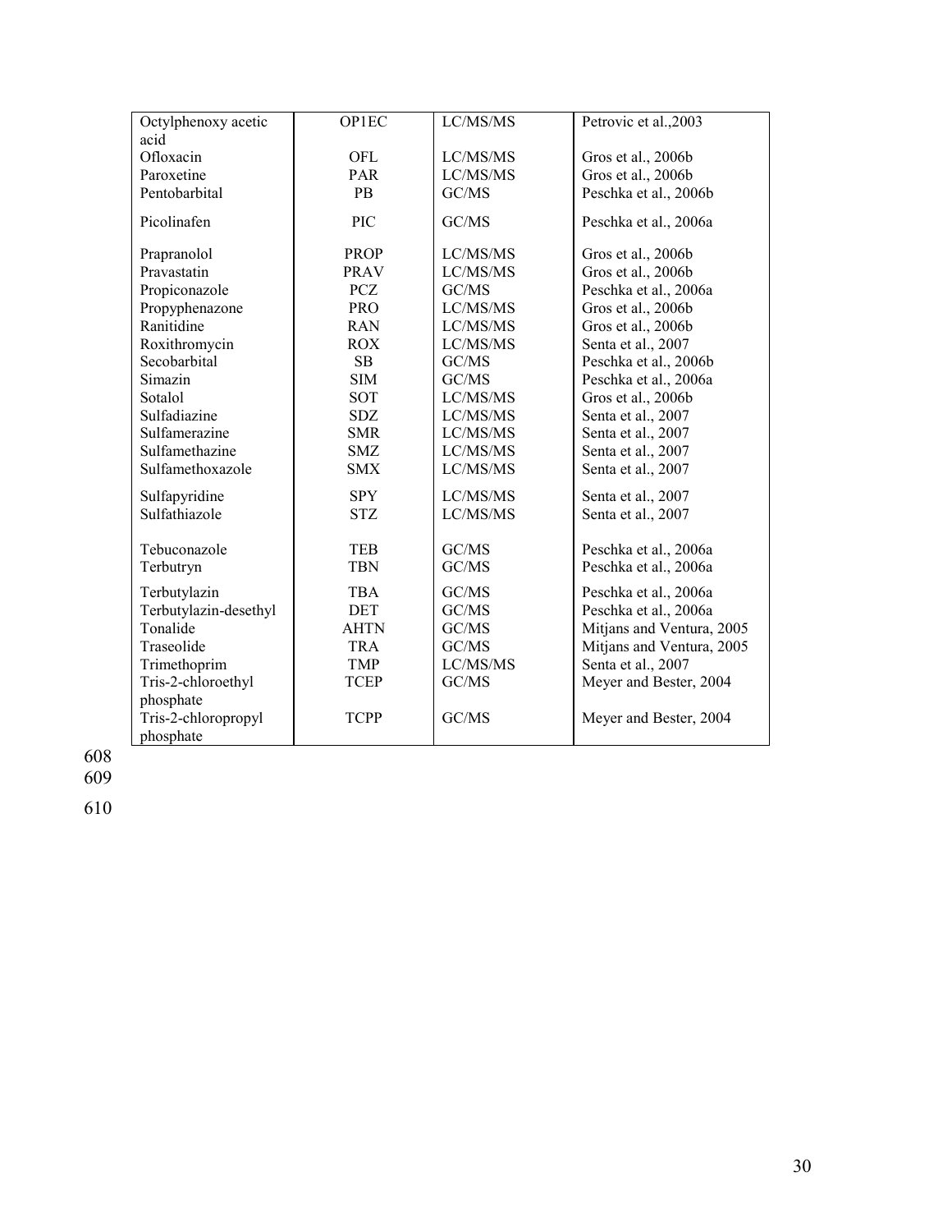| Octylphenoxy acetic acid | OP1EC | LC/MS/MS | Petrovic et al.,2003 |
|---|---|---|---|
| Ofloxacin | OFL | LC/MS/MS | Gros et al., 2006b |
| Paroxetine | PAR | LC/MS/MS | Gros et al., 2006b |
| Pentobarbital | PB | GC/MS | Peschka et al., 2006b |
| Picolinafen | PIC | GC/MS | Peschka et al., 2006a |
| Prapranolol | PROP | LC/MS/MS | Gros et al., 2006b |
| Pravastatin | PRAV | LC/MS/MS | Gros et al., 2006b |
| Propiconazole | PCZ | GC/MS | Peschka et al., 2006a |
| Propyphenazone | PRO | LC/MS/MS | Gros et al., 2006b |
| Ranitidine | RAN | LC/MS/MS | Gros et al., 2006b |
| Roxithromycin | ROX | LC/MS/MS | Senta et al., 2007 |
| Secobarbital | SB | GC/MS | Peschka et al., 2006b |
| Simazin | SIM | GC/MS | Peschka et al., 2006a |
| Sotalol | SOT | LC/MS/MS | Gros et al., 2006b |
| Sulfadiazine | SDZ | LC/MS/MS | Senta et al., 2007 |
| Sulfamerazine | SMR | LC/MS/MS | Senta et al., 2007 |
| Sulfamethazine | SMZ | LC/MS/MS | Senta et al., 2007 |
| Sulfamethoxazole | SMX | LC/MS/MS | Senta et al., 2007 |
| Sulfapyridine | SPY | LC/MS/MS | Senta et al., 2007 |
| Sulfathiazole | STZ | LC/MS/MS | Senta et al., 2007 |
| Tebuconazole | TEB | GC/MS | Peschka et al., 2006a |
| Terbutryn | TBN | GC/MS | Peschka et al., 2006a |
| Terbutylazin | TBA | GC/MS | Peschka et al., 2006a |
| Terbutylazin-desethyl | DET | GC/MS | Peschka et al., 2006a |
| Tonalide | AHTN | GC/MS | Mitjans and Ventura, 2005 |
| Traseolide | TRA | GC/MS | Mitjans and Ventura, 2005 |
| Trimethoprim | TMP | LC/MS/MS | Senta et al., 2007 |
| Tris-2-chloroethyl phosphate | TCEP | GC/MS | Meyer and Bester, 2004 |
| Tris-2-chloropropyl phosphate | TCPP | GC/MS | Meyer and Bester, 2004 |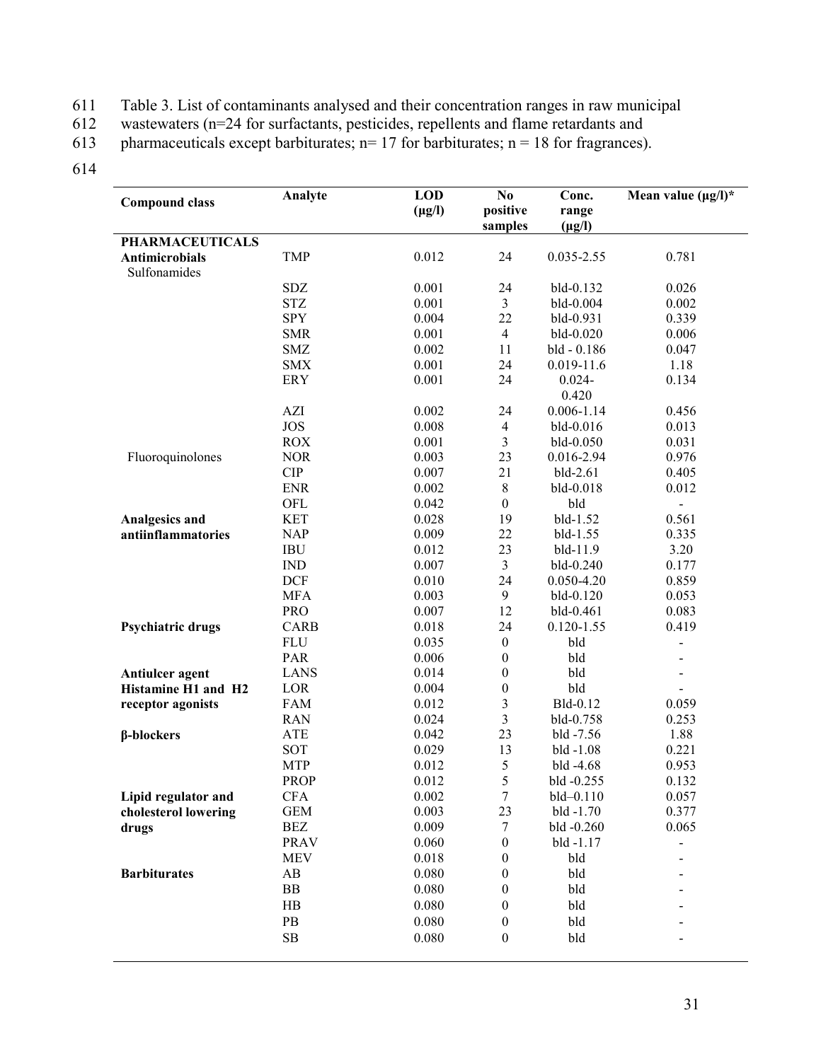Table 3. List of contaminants analysed and their concentration ranges in raw municipal wastewaters (n=24 for surfactants, pesticides, repellents and flame retardants and pharmaceuticals except barbiturates; n= 17 for barbiturates; n = 18 for fragrances).

| Compound class | Analyte | LOD (µg/l) | No positive samples | Conc. range (µg/l) | Mean value (µg/l)* |
|---|---|---|---|---|---|
| **PHARMACEUTICALS** | | | | | |
| **Antimicrobials** | TMP | 0.012 | 24 | 0.035-2.55 | 0.781 |
| Sulfonamides | | | | | |
| | SDZ | 0.001 | 24 | bld-0.132 | 0.026 |
| | STZ | 0.001 | 3 | bld-0.004 | 0.002 |
| | SPY | 0.004 | 22 | bld-0.931 | 0.339 |
| | SMR | 0.001 | 4 | bld-0.020 | 0.006 |
| | SMZ | 0.002 | 11 | bld - 0.186 | 0.047 |
| | SMX | 0.001 | 24 | 0.019-11.6 | 1.18 |
| | ERY | 0.001 | 24 | 0.024-0.420 | 0.134 |
| | AZI | 0.002 | 24 | 0.006-1.14 | 0.456 |
| | JOS | 0.008 | 4 | bld-0.016 | 0.013 |
| | ROX | 0.001 | 3 | bld-0.050 | 0.031 |
| Fluoroquinolones | NOR | 0.003 | 23 | 0.016-2.94 | 0.976 |
| | CIP | 0.007 | 21 | bld-2.61 | 0.405 |
| | ENR | 0.002 | 8 | bld-0.018 | 0.012 |
| | OFL | 0.042 | 0 | bld | - |
| **Analgesics and antiinflammatories** | KET | 0.028 | 19 | bld-1.52 | 0.561 |
| | NAP | 0.009 | 22 | bld-1.55 | 0.335 |
| | IBU | 0.012 | 23 | bld-11.9 | 3.20 |
| | IND | 0.007 | 3 | bld-0.240 | 0.177 |
| | DCF | 0.010 | 24 | 0.050-4.20 | 0.859 |
| | MFA | 0.003 | 9 | bld-0.120 | 0.053 |
| | PRO | 0.007 | 12 | bld-0.461 | 0.083 |
| **Psychiatric drugs** | CARB | 0.018 | 24 | 0.120-1.55 | 0.419 |
| | FLU | 0.035 | 0 | bld | - |
| | PAR | 0.006 | 0 | bld | - |
| **Antiulcer agent** | LANS | 0.014 | 0 | bld | - |
| **Histamine H1 and H2 receptor agonists** | LOR | 0.004 | 0 | bld | - |
| | FAM | 0.012 | 3 | Bld-0.12 | 0.059 |
| | RAN | 0.024 | 3 | bld-0.758 | 0.253 |
| **β-blockers** | ATE | 0.042 | 23 | bld -7.56 | 1.88 |
| | SOT | 0.029 | 13 | bld -1.08 | 0.221 |
| | MTP | 0.012 | 5 | bld -4.68 | 0.953 |
| | PROP | 0.012 | 5 | bld -0.255 | 0.132 |
| **Lipid regulator and cholesterol lowering drugs** | CFA | 0.002 | 7 | bld–0.110 | 0.057 |
| | GEM | 0.003 | 23 | bld -1.70 | 0.377 |
| | BEZ | 0.009 | 7 | bld -0.260 | 0.065 |
| | PRAV | 0.060 | 0 | bld -1.17 | - |
| | MEV | 0.018 | 0 | bld | - |
| **Barbiturates** | AB | 0.080 | 0 | bld | - |
| | BB | 0.080 | 0 | bld | - |
| | HB | 0.080 | 0 | bld | - |
| | PB | 0.080 | 0 | bld | - |
| | SB | 0.080 | 0 | bld | - |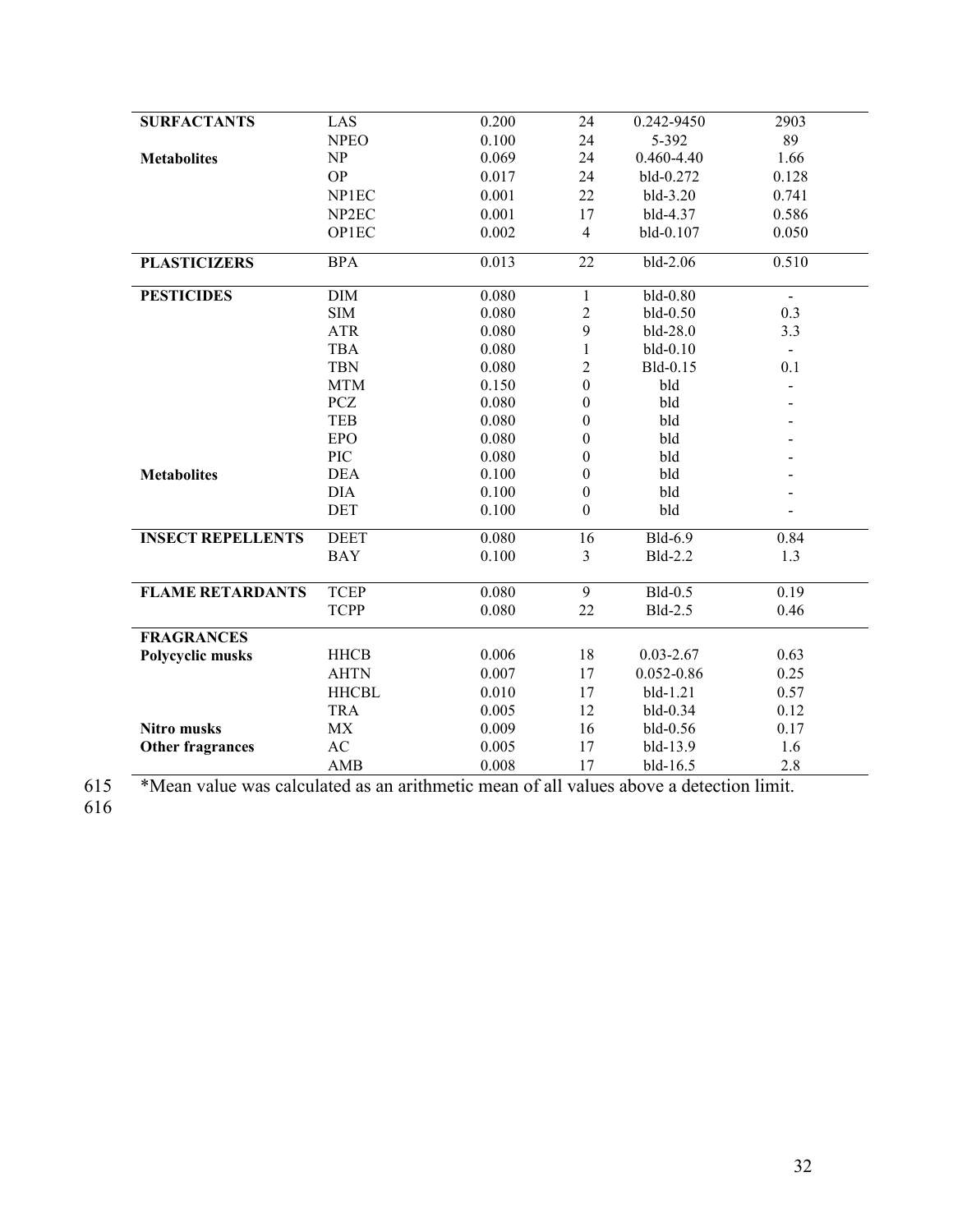| | | | | | |
|---|---|---|---|---|---|
| **SURFACTANTS** | LAS | 0.200 | 24 | 0.242-9450 | 2903 |
| | NPEO | 0.100 | 24 | 5-392 | 89 |
| **Metabolites** | NP | 0.069 | 24 | 0.460-4.40 | 1.66 |
| | OP | 0.017 | 24 | bld-0.272 | 0.128 |
| | NP1EC | 0.001 | 22 | bld-3.20 | 0.741 |
| | NP2EC | 0.001 | 17 | bld-4.37 | 0.586 |
| | OP1EC | 0.002 | 4 | bld-0.107 | 0.050 |
| **PLASTICIZERS** | BPA | 0.013 | 22 | bld-2.06 | 0.510 |
| **PESTICIDES** | DIM | 0.080 | 1 | bld-0.80 | - |
| | SIM | 0.080 | 2 | bld-0.50 | 0.3 |
| | ATR | 0.080 | 9 | bld-28.0 | 3.3 |
| | TBA | 0.080 | 1 | bld-0.10 | - |
| | TBN | 0.080 | 2 | Bld-0.15 | 0.1 |
| | MTM | 0.150 | 0 | bld | - |
| | PCZ | 0.080 | 0 | bld | - |
| | TEB | 0.080 | 0 | bld | - |
| | EPO | 0.080 | 0 | bld | - |
| | PIC | 0.080 | 0 | bld | - |
| **Metabolites** | DEA | 0.100 | 0 | bld | - |
| | DIA | 0.100 | 0 | bld | - |
| | DET | 0.100 | 0 | bld | - |
| **INSECT REPELLENTS** | DEET | 0.080 | 16 | Bld-6.9 | 0.84 |
| | BAY | 0.100 | 3 | Bld-2.2 | 1.3 |
| **FLAME RETARDANTS** | TCEP | 0.080 | 9 | Bld-0.5 | 0.19 |
| | TCPP | 0.080 | 22 | Bld-2.5 | 0.46 |
| **FRAGRANCES** | | | | | |
| **Polycyclic musks** | HHCB | 0.006 | 18 | 0.03-2.67 | 0.63 |
| | AHTN | 0.007 | 17 | 0.052-0.86 | 0.25 |
| | HHCBL | 0.010 | 17 | bld-1.21 | 0.57 |
| | TRA | 0.005 | 12 | bld-0.34 | 0.12 |
| **Nitro musks** | MX | 0.009 | 16 | bld-0.56 | 0.17 |
| **Other fragrances** | AC | 0.005 | 17 | bld-13.9 | 1.6 |
| | AMB | 0.008 | 17 | bld-16.5 | 2.8 |

*Mean value was calculated as an arithmetic mean of all values above a detection limit.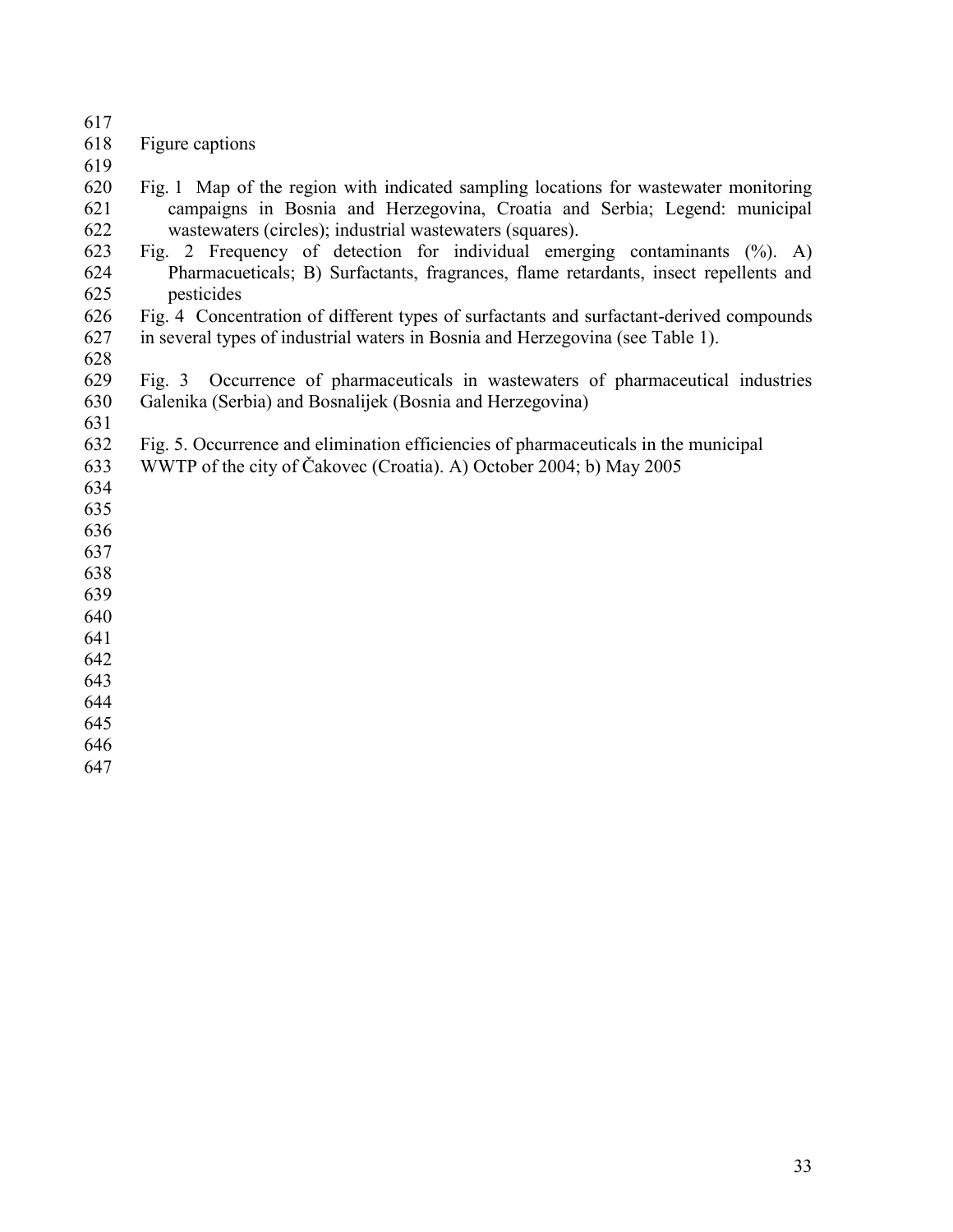Figure captions

Fig. 1 Map of the region with indicated sampling locations for wastewater monitoring campaigns in Bosnia and Herzegovina, Croatia and Serbia; Legend: municipal wastewaters (circles); industrial wastewaters (squares).

Fig. 2 Frequency of detection for individual emerging contaminants (%). A) Pharmacueticals; B) Surfactants, fragrances, flame retardants, insect repellents and pesticides

Fig. 4 Concentration of different types of surfactants and surfactant-derived compounds in several types of industrial waters in Bosnia and Herzegovina (see Table 1).

Fig. 3 Occurrence of pharmaceuticals in wastewaters of pharmaceutical industries Galenika (Serbia) and Bosnalijek (Bosnia and Herzegovina)

Fig. 5. Occurrence and elimination efficiencies of pharmaceuticals in the municipal WWTP of the city of Čakovec (Croatia). A) October 2004; b) May 2005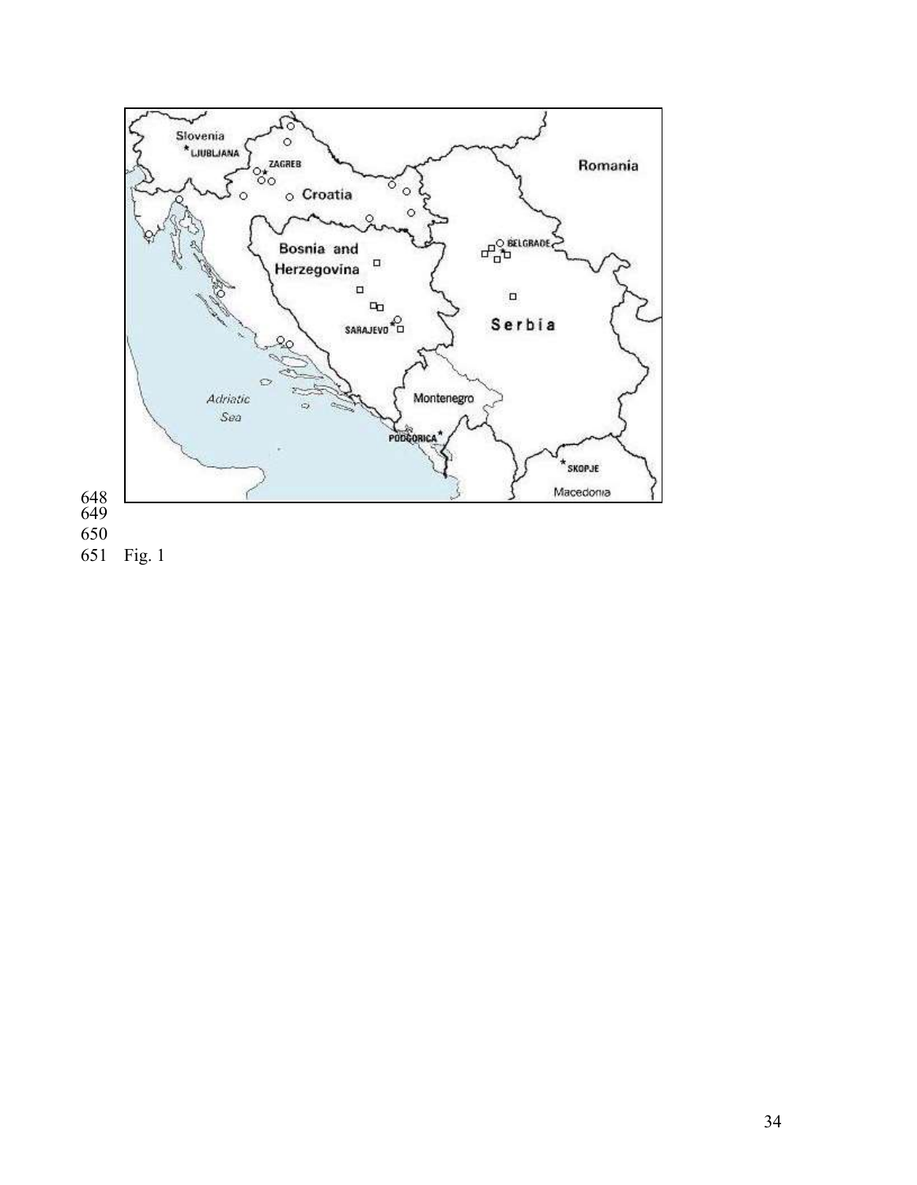Fig. 1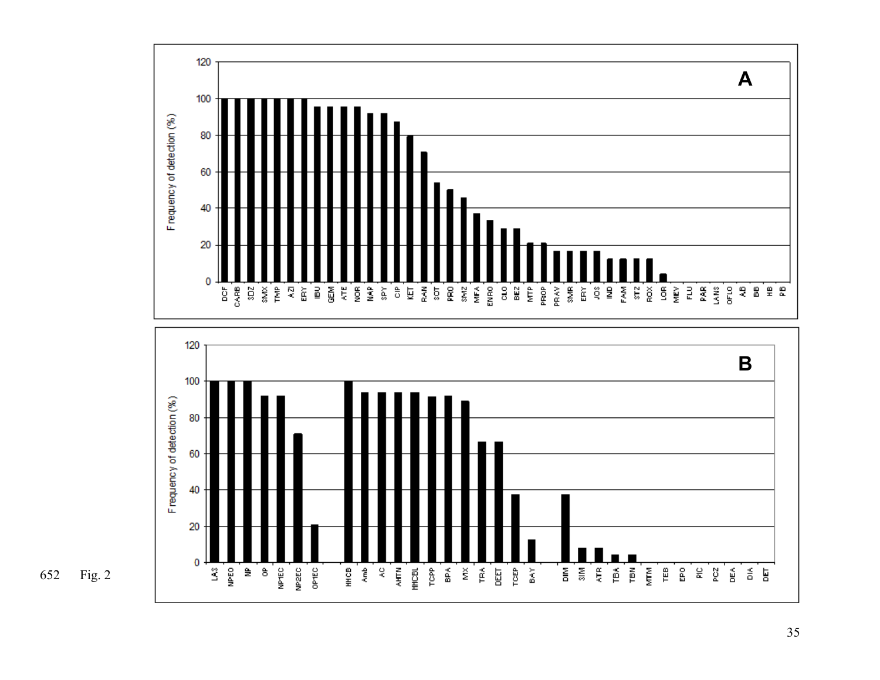Fig. 2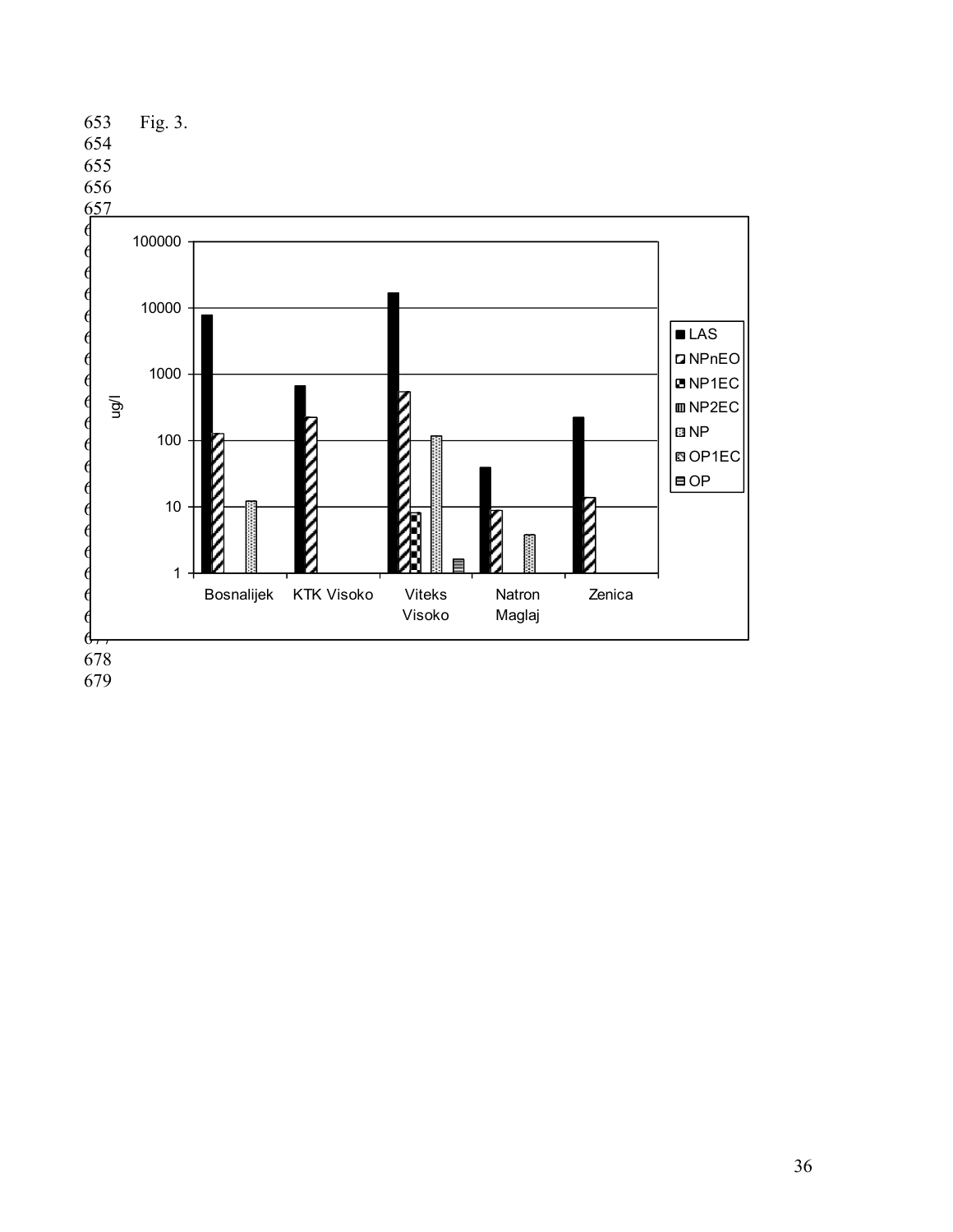Fig. 3.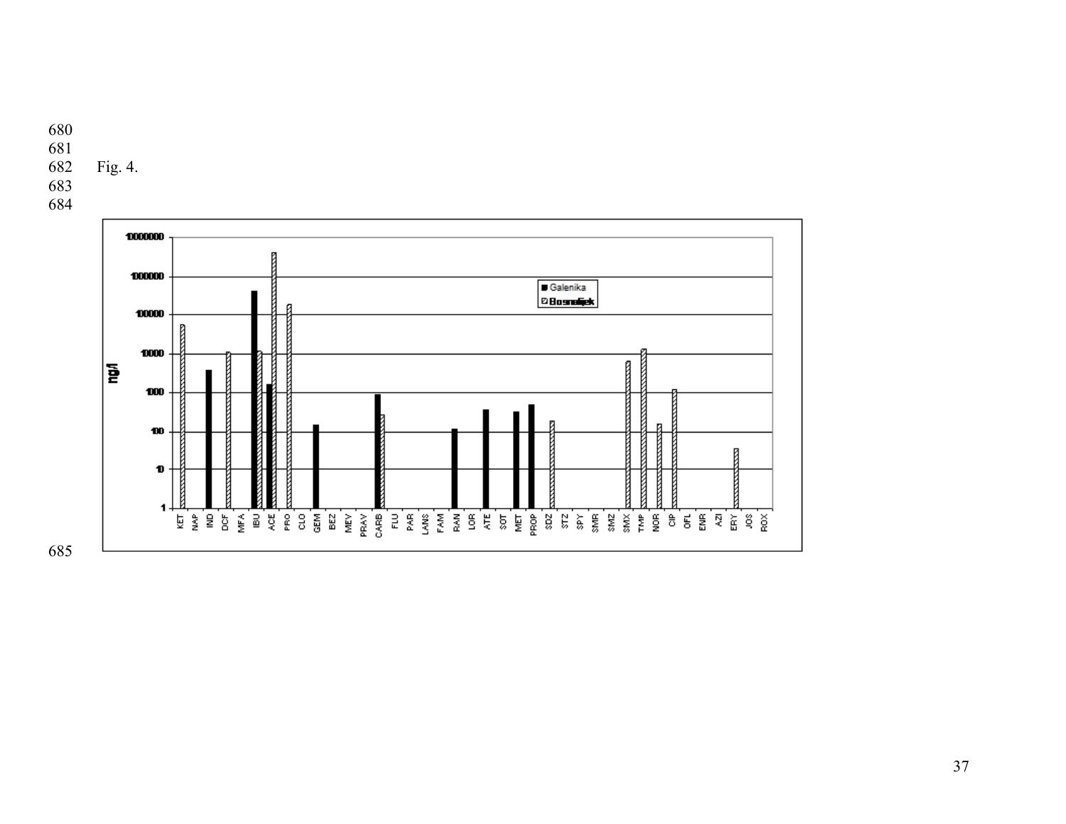Fig. 4.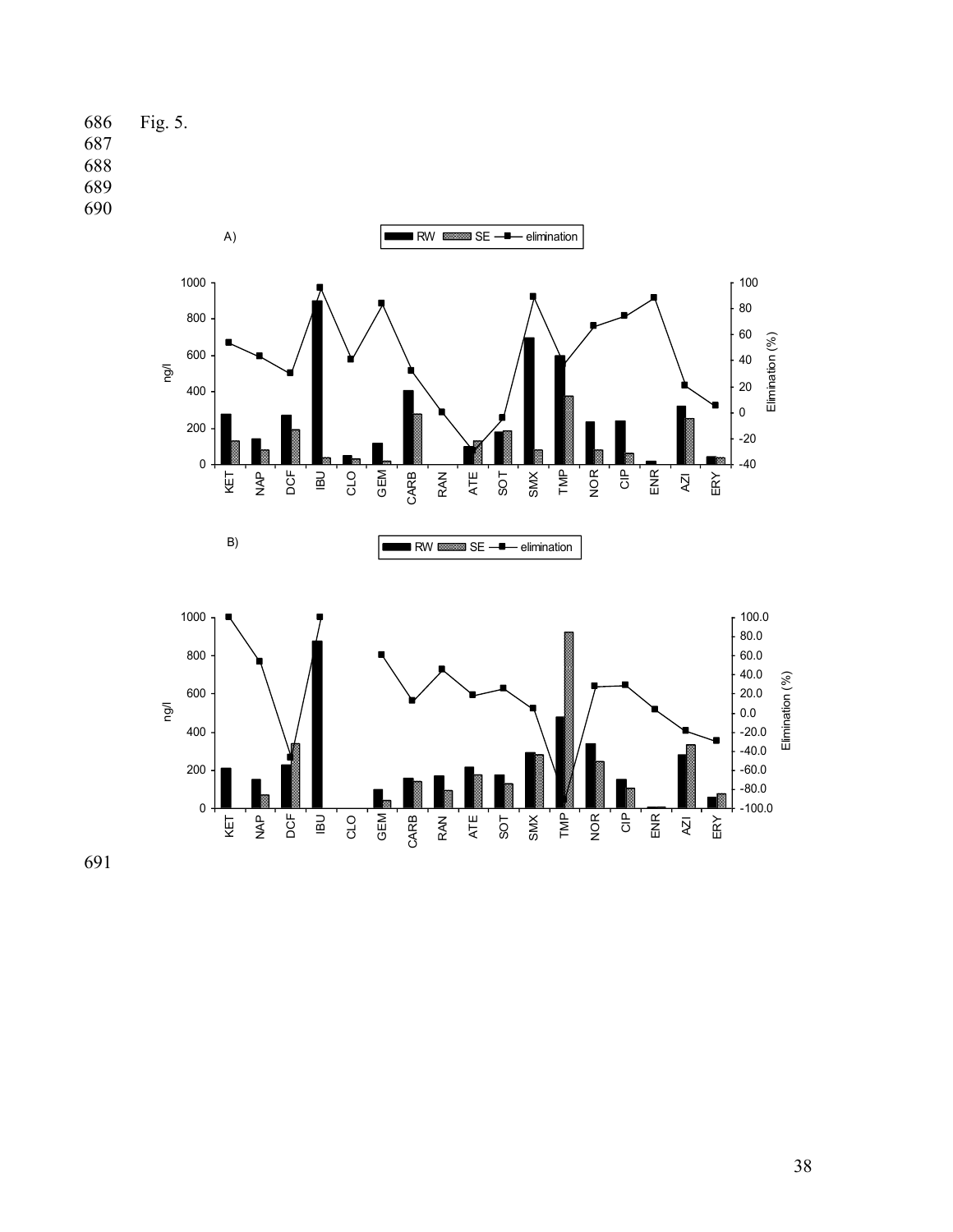Fig. 5.

A)

RW SE elimination

ng/l

1000
800
600
400
200
0

Elimination (%)

100
80
60
40
20
0
-20
-40

KET NAP DCF IBU CLO GEM CARB RAN ATE SOT SMX TMP NOR CIP ENR AZI ERY

B)

RW SE elimination

ng/l

1000
800
600
400
200
0

Elimination (%)

100.0
80.0
60.0
40.0
20.0
0.0
-20.0
-40.0
-60.0
-80.0
-100.0

KET NAP DCF IBU CLO GEM CARB RAN ATE SOT SMX TMP NOR CIP ENR AZI ERY